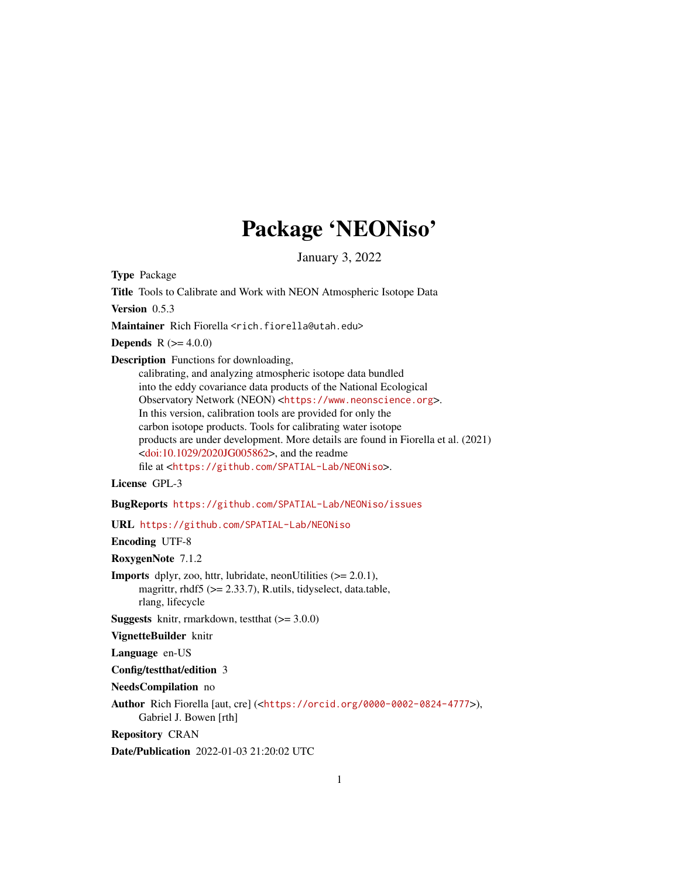# Package 'NEONiso'

January 3, 2022

**Type** Package

**Title** Tools to Calibrate and Work with NEON Atmospheric Isotope Data

**Version** 0.5.3

**Maintainer** Rich Fiorella <rich.fiorella@utah.edu>

**Depends** R (>= 4.0.0)

**Description** Functions for downloading, calibrating, and analyzing atmospheric isotope data bundled into the eddy covariance data products of the National Ecological Observatory Network (NEON) <https://www.neonscience.org>. In this version, calibration tools are provided for only the carbon isotope products. Tools for calibrating water isotope products are under development. More details are found in Fiorella et al. (2021) <doi:10.1029/2020JG005862>, and the readme file at <https://github.com/SPATIAL-Lab/NEONiso>.

**License** GPL-3

**BugReports** https://github.com/SPATIAL-Lab/NEONiso/issues

**URL** https://github.com/SPATIAL-Lab/NEONiso

**Encoding** UTF-8

**RoxygenNote** 7.1.2

**Imports** dplyr, zoo, httr, lubridate, neonUtilities (>= 2.0.1), magrittr, rhdf5 (>= 2.33.7), R.utils, tidyselect, data.table, rlang, lifecycle

**Suggests** knitr, rmarkdown, testthat (>= 3.0.0)

**VignetteBuilder** knitr

**Language** en-US

**Config/testthat/edition** 3

**NeedsCompilation** no

**Author** Rich Fiorella [aut, cre] (<https://orcid.org/0000-0002-0824-4777>), Gabriel J. Bowen [rth]

**Repository** CRAN

**Date/Publication** 2022-01-03 21:20:02 UTC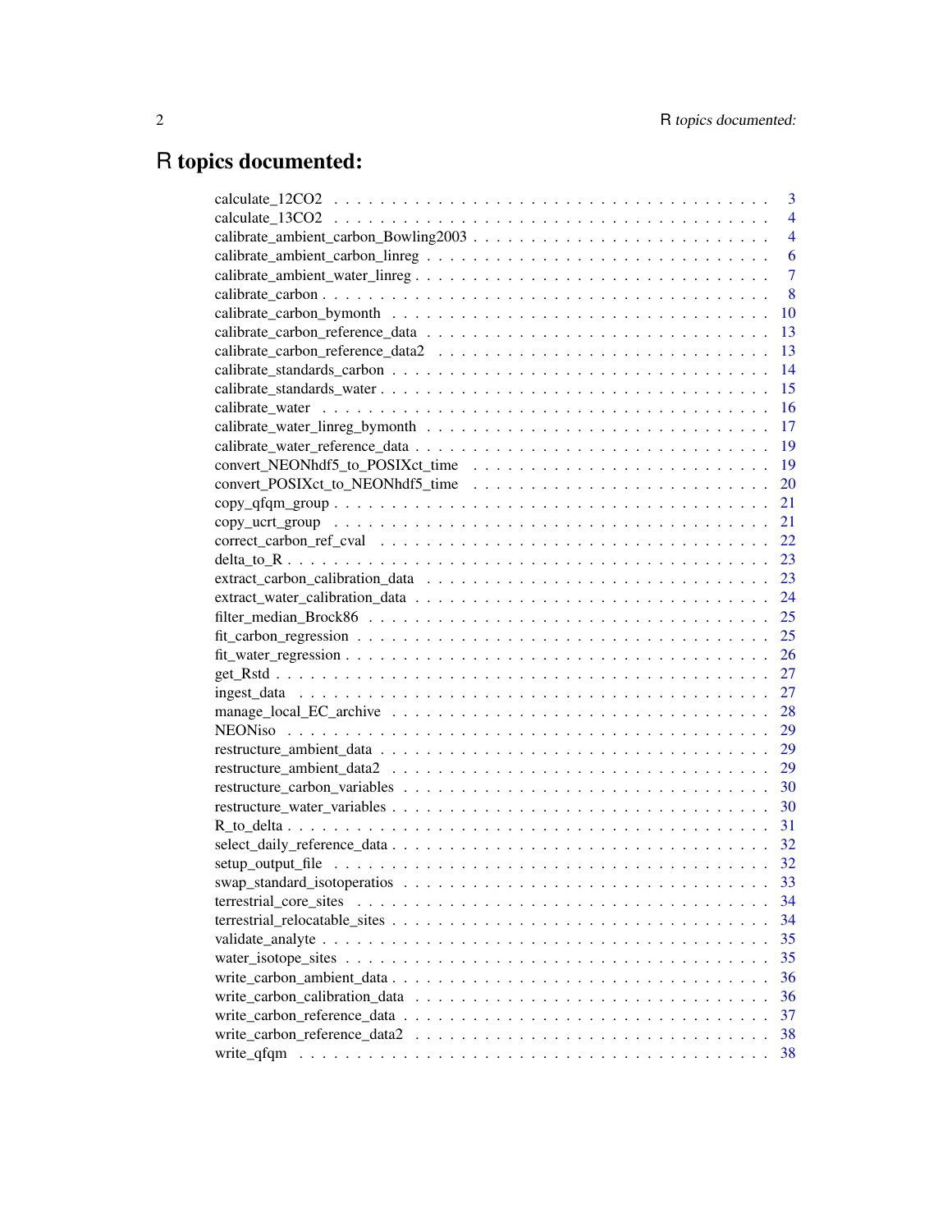# R topics documented:

| | |
|---|---|
| calculate_12CO2 | 3 |
| calculate_13CO2 | 4 |
| calibrate_ambient_carbon_Bowling2003 | 4 |
| calibrate_ambient_carbon_linreg | 6 |
| calibrate_ambient_water_linreg | 7 |
| calibrate_carbon | 8 |
| calibrate_carbon_bymonth | 10 |
| calibrate_carbon_reference_data | 13 |
| calibrate_carbon_reference_data2 | 13 |
| calibrate_standards_carbon | 14 |
| calibrate_standards_water | 15 |
| calibrate_water | 16 |
| calibrate_water_linreg_bymonth | 17 |
| calibrate_water_reference_data | 19 |
| convert_NEONhdf5_to_POSIXct_time | 19 |
| convert_POSIXct_to_NEONhdf5_time | 20 |
| copy_qfqm_group | 21 |
| copy_ucrt_group | 21 |
| correct_carbon_ref_cval | 22 |
| delta_to_R | 23 |
| extract_carbon_calibration_data | 23 |
| extract_water_calibration_data | 24 |
| filter_median_Brock86 | 25 |
| fit_carbon_regression | 25 |
| fit_water_regression | 26 |
| get_Rstd | 27 |
| ingest_data | 27 |
| manage_local_EC_archive | 28 |
| NEONiso | 29 |
| restructure_ambient_data | 29 |
| restructure_ambient_data2 | 29 |
| restructure_carbon_variables | 30 |
| restructure_water_variables | 30 |
| R_to_delta | 31 |
| select_daily_reference_data | 32 |
| setup_output_file | 32 |
| swap_standard_isotoperatios | 33 |
| terrestrial_core_sites | 34 |
| terrestrial_relocatable_sites | 34 |
| validate_analyte | 35 |
| water_isotope_sites | 35 |
| write_carbon_ambient_data | 36 |
| write_carbon_calibration_data | 36 |
| write_carbon_reference_data | 37 |
| write_carbon_reference_data2 | 38 |
| write_qfqm | 38 |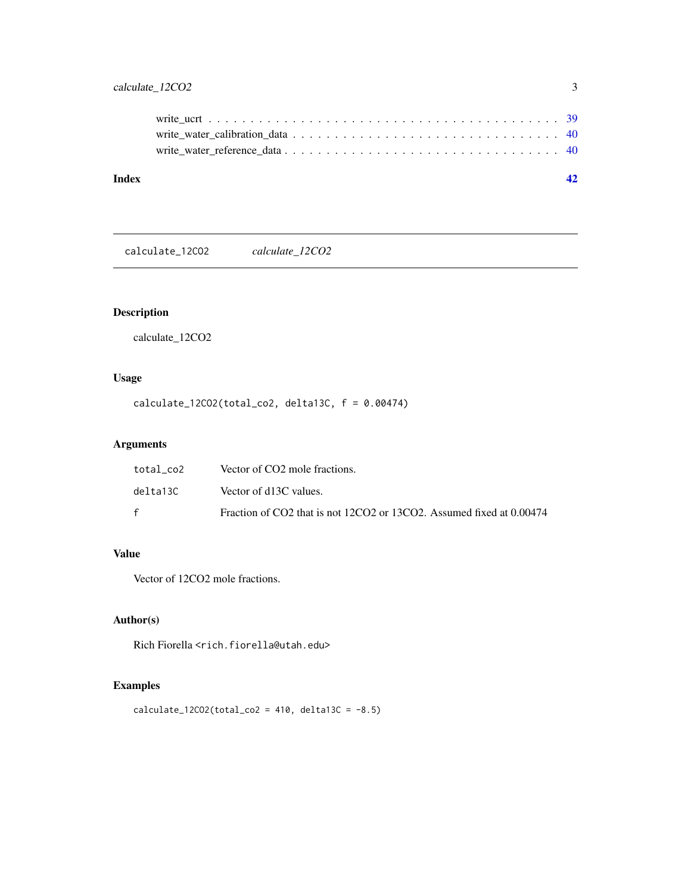write_ucrt . . . . . . . . . . . . . . . . . . . . . . . . . . . . . . . . . . . . . . . . 39
write_water_calibration_data . . . . . . . . . . . . . . . . . . . . . . . . . . . . . . 40
write_water_reference_data . . . . . . . . . . . . . . . . . . . . . . . . . . . . . . . 40

**Index** **42**

---

# calculate_12CO2 *calculate_12CO2*

---

## Description

calculate_12CO2

## Usage

```
calculate_12CO2(total_co2, delta13C, f = 0.00474)
```

## Arguments

| | |
|---|---|
| `total_co2` | Vector of CO2 mole fractions. |
| `delta13C` | Vector of d13C values. |
| `f` | Fraction of CO2 that is not 12CO2 or 13CO2. Assumed fixed at 0.00474 |

## Value

Vector of 12CO2 mole fractions.

## Author(s)

Rich Fiorella <rich.fiorella@utah.edu>

## Examples

```
calculate_12CO2(total_co2 = 410, delta13C = -8.5)
```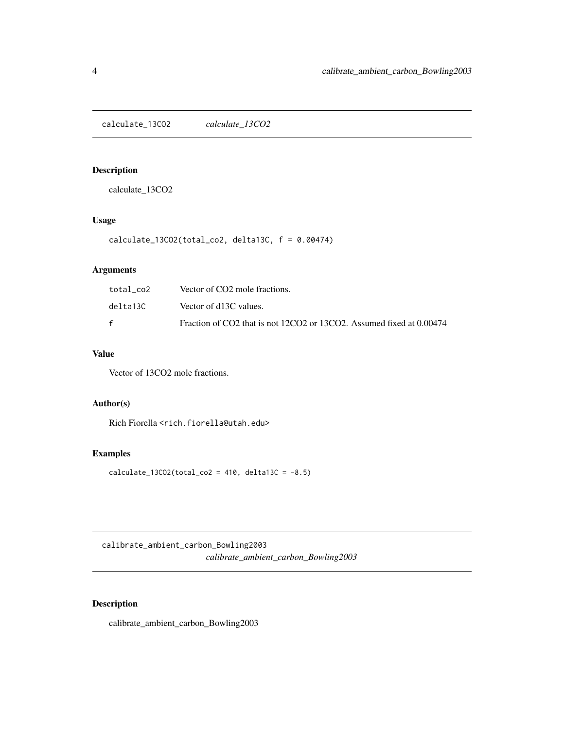## calculate_13CO2 *calculate_13CO2*

### Description

calculate_13CO2

### Usage

```
calculate_13CO2(total_co2, delta13C, f = 0.00474)
```

### Arguments

| | |
|---|---|
| total_co2 | Vector of CO2 mole fractions. |
| delta13C | Vector of d13C values. |
| f | Fraction of CO2 that is not 12CO2 or 13CO2. Assumed fixed at 0.00474 |

### Value

Vector of 13CO2 mole fractions.

### Author(s)

Rich Fiorella <rich.fiorella@utah.edu>

### Examples

```
calculate_13CO2(total_co2 = 410, delta13C = -8.5)
```

## calibrate_ambient_carbon_Bowling2003 *calibrate_ambient_carbon_Bowling2003*

### Description

calibrate_ambient_carbon_Bowling2003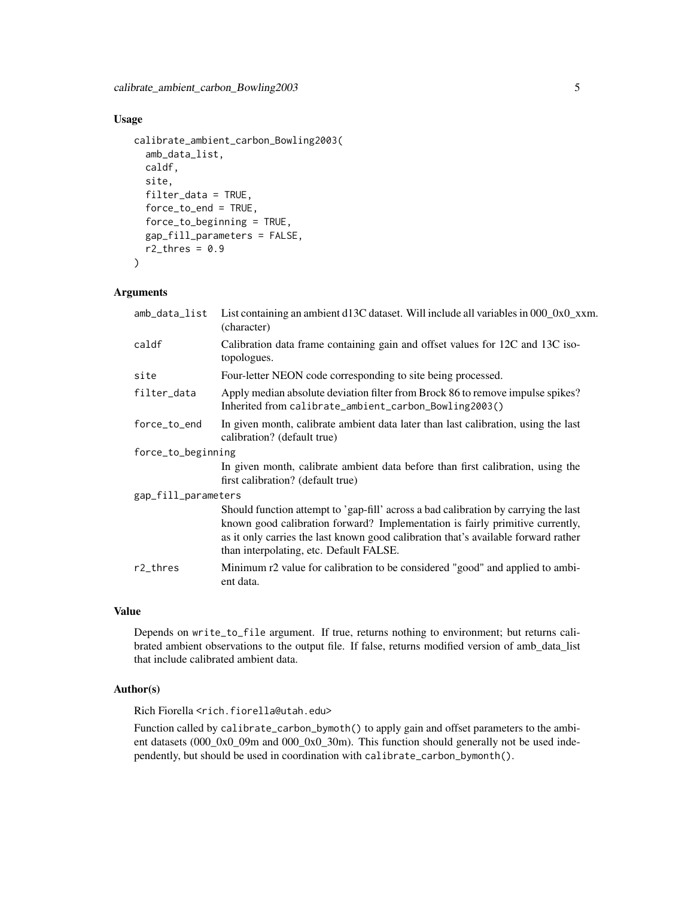## Usage

```
calibrate_ambient_carbon_Bowling2003(
  amb_data_list,
  caldf,
  site,
  filter_data = TRUE,
  force_to_end = TRUE,
  force_to_beginning = TRUE,
  gap_fill_parameters = FALSE,
  r2_thres = 0.9
)
```

## Arguments

| Argument | Description |
|---|---|
| `amb_data_list` | List containing an ambient d13C dataset. Will include all variables in 000_0x0_xxm. (character) |
| `caldf` | Calibration data frame containing gain and offset values for 12C and 13C isotopologues. |
| `site` | Four-letter NEON code corresponding to site being processed. |
| `filter_data` | Apply median absolute deviation filter from Brock 86 to remove impulse spikes? Inherited from `calibrate_ambient_carbon_Bowling2003()` |
| `force_to_end` | In given month, calibrate ambient data later than last calibration, using the last calibration? (default true) |
| `force_to_beginning` | In given month, calibrate ambient data before than first calibration, using the first calibration? (default true) |
| `gap_fill_parameters` | Should function attempt to 'gap-fill' across a bad calibration by carrying the last known good calibration forward? Implementation is fairly primitive currently, as it only carries the last known good calibration that's available forward rather than interpolating, etc. Default FALSE. |
| `r2_thres` | Minimum r2 value for calibration to be considered "good" and applied to ambient data. |

## Value

Depends on `write_to_file` argument. If true, returns nothing to environment; but returns calibrated ambient observations to the output file. If false, returns modified version of amb_data_list that include calibrated ambient data.

## Author(s)

Rich Fiorella <rich.fiorella@utah.edu>

Function called by `calibrate_carbon_bymoth()` to apply gain and offset parameters to the ambient datasets (000_0x0_09m and 000_0x0_30m). This function should generally not be used independently, but should be used in coordination with `calibrate_carbon_bymonth()`.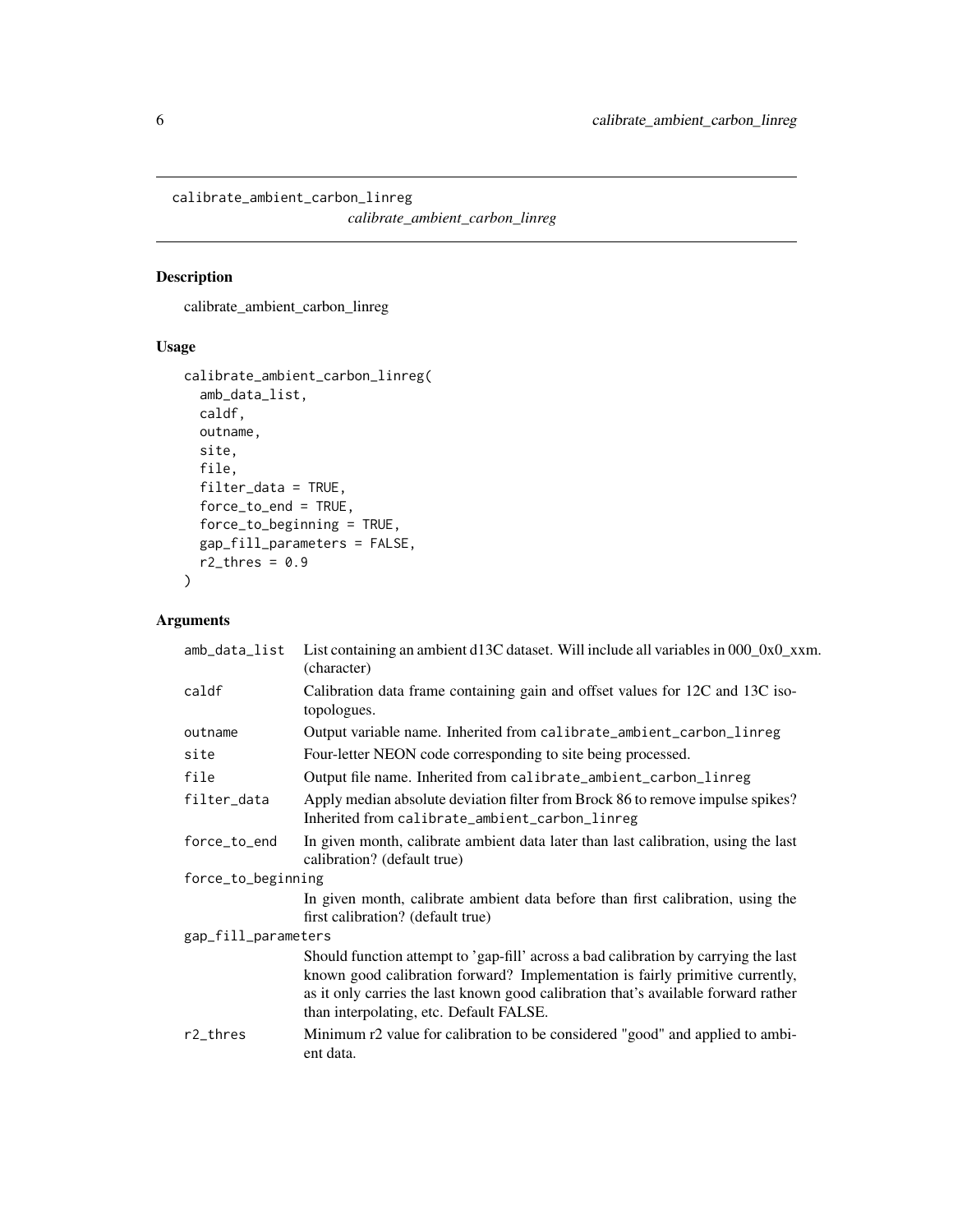# calibrate_ambient_carbon_linreg

*calibrate_ambient_carbon_linreg*

## Description

calibrate_ambient_carbon_linreg

## Usage

```
calibrate_ambient_carbon_linreg(
  amb_data_list,
  caldf,
  outname,
  site,
  file,
  filter_data = TRUE,
  force_to_end = TRUE,
  force_to_beginning = TRUE,
  gap_fill_parameters = FALSE,
  r2_thres = 0.9
)
```

## Arguments

| Argument | Description |
|---|---|
| amb_data_list | List containing an ambient d13C dataset. Will include all variables in 000_0x0_xxm. (character) |
| caldf | Calibration data frame containing gain and offset values for 12C and 13C isotopologues. |
| outname | Output variable name. Inherited from calibrate_ambient_carbon_linreg |
| site | Four-letter NEON code corresponding to site being processed. |
| file | Output file name. Inherited from calibrate_ambient_carbon_linreg |
| filter_data | Apply median absolute deviation filter from Brock 86 to remove impulse spikes? Inherited from calibrate_ambient_carbon_linreg |
| force_to_end | In given month, calibrate ambient data later than last calibration, using the last calibration? (default true) |
| force_to_beginning | In given month, calibrate ambient data before than first calibration, using the first calibration? (default true) |
| gap_fill_parameters | Should function attempt to 'gap-fill' across a bad calibration by carrying the last known good calibration forward? Implementation is fairly primitive currently, as it only carries the last known good calibration that's available forward rather than interpolating, etc. Default FALSE. |
| r2_thres | Minimum r2 value for calibration to be considered "good" and applied to ambient data. |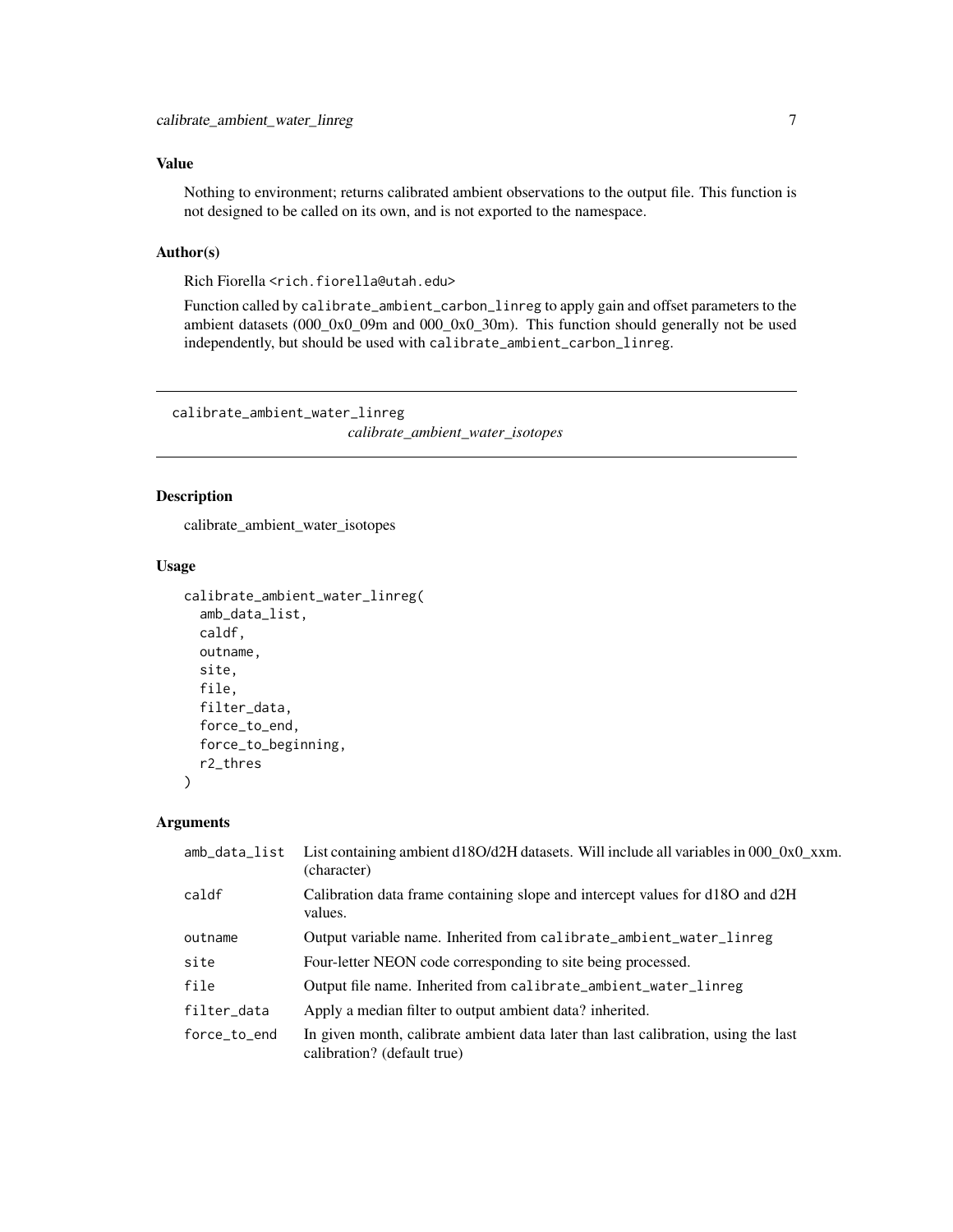### Value

Nothing to environment; returns calibrated ambient observations to the output file. This function is not designed to be called on its own, and is not exported to the namespace.

### Author(s)

Rich Fiorella <rich.fiorella@utah.edu>

Function called by `calibrate_ambient_carbon_linreg` to apply gain and offset parameters to the ambient datasets (000_0x0_09m and 000_0x0_30m). This function should generally not be used independently, but should be used with `calibrate_ambient_carbon_linreg`.

---

`calibrate_ambient_water_linreg` *calibrate_ambient_water_isotopes*

---

### Description

calibrate_ambient_water_isotopes

### Usage

```
calibrate_ambient_water_linreg(
  amb_data_list,
  caldf,
  outname,
  site,
  file,
  filter_data,
  force_to_end,
  force_to_beginning,
  r2_thres
)
```

### Arguments

| | |
|---|---|
| amb_data_list | List containing ambient d18O/d2H datasets. Will include all variables in 000_0x0_xxm. (character) |
| caldf | Calibration data frame containing slope and intercept values for d18O and d2H values. |
| outname | Output variable name. Inherited from `calibrate_ambient_water_linreg` |
| site | Four-letter NEON code corresponding to site being processed. |
| file | Output file name. Inherited from `calibrate_ambient_water_linreg` |
| filter_data | Apply a median filter to output ambient data? inherited. |
| force_to_end | In given month, calibrate ambient data later than last calibration, using the last calibration? (default true) |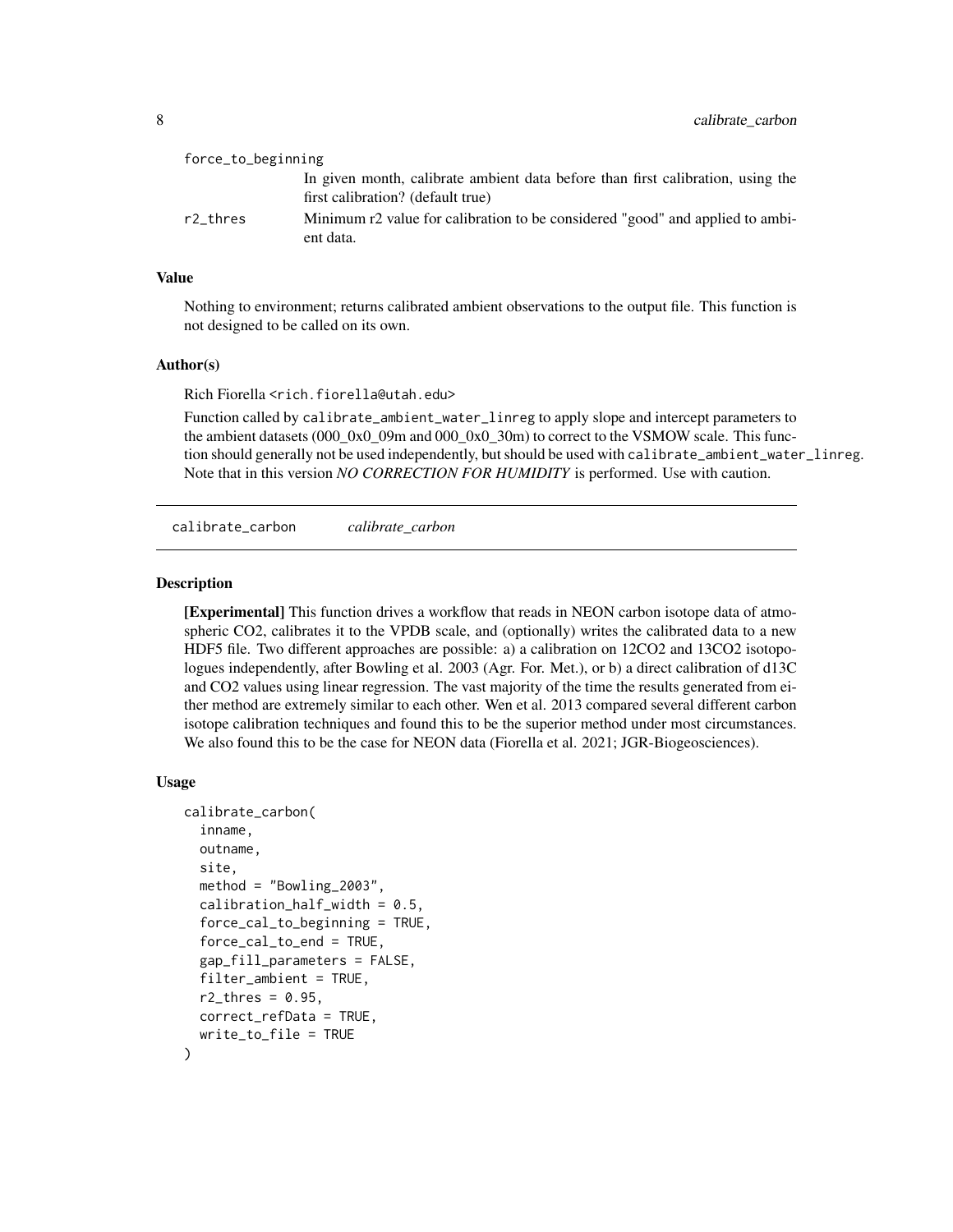| | |
|---|---|
| force_to_beginning | In given month, calibrate ambient data before than first calibration, using the first calibration? (default true) |
| r2_thres | Minimum r2 value for calibration to be considered "good" and applied to ambient data. |

### Value

Nothing to environment; returns calibrated ambient observations to the output file. This function is not designed to be called on its own.

### Author(s)

Rich Fiorella <rich.fiorella@utah.edu>

Function called by `calibrate_ambient_water_linreg` to apply slope and intercept parameters to the ambient datasets (000_0x0_09m and 000_0x0_30m) to correct to the VSMOW scale. This function should generally not be used independently, but should be used with `calibrate_ambient_water_linreg`. Note that in this version *NO CORRECTION FOR HUMIDITY* is performed. Use with caution.

## calibrate_carbon *calibrate_carbon*

### Description

**[Experimental]** This function drives a workflow that reads in NEON carbon isotope data of atmospheric $CO_2$, calibrates it to the VPDB scale, and (optionally) writes the calibrated data to a new HDF5 file. Two different approaches are possible: a) a calibration on $^{12}CO_2$ and $^{13}CO_2$ isotopologues independently, after Bowling et al. 2003 (Agr. For. Met.), or b) a direct calibration of d13C and $CO_2$ values using linear regression. The vast majority of the time the results generated from either method are extremely similar to each other. Wen et al. 2013 compared several different carbon isotope calibration techniques and found this to be the superior method under most circumstances. We also found this to be the case for NEON data (Fiorella et al. 2021; JGR-Biogeosciences).

### Usage

```
calibrate_carbon(
  inname,
  outname,
  site,
  method = "Bowling_2003",
  calibration_half_width = 0.5,
  force_cal_to_beginning = TRUE,
  force_cal_to_end = TRUE,
  gap_fill_parameters = FALSE,
  filter_ambient = TRUE,
  r2_thres = 0.95,
  correct_refData = TRUE,
  write_to_file = TRUE
)
```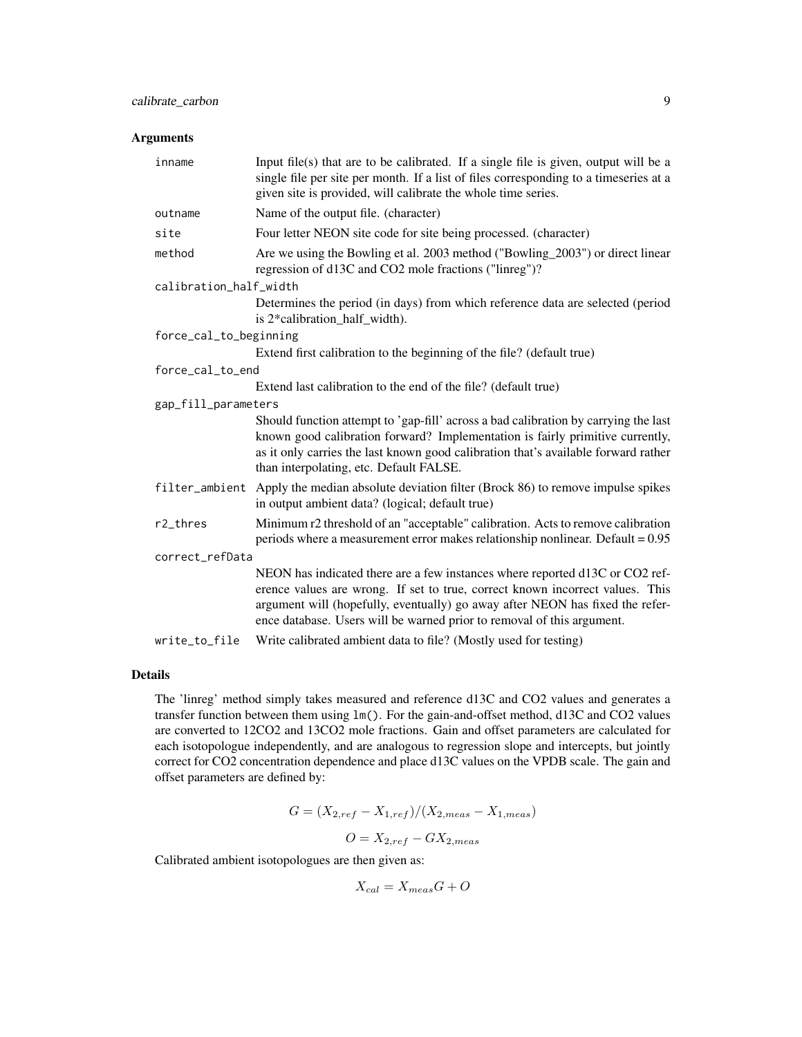### Arguments

- `inname` — Input file(s) that are to be calibrated. If a single file is given, output will be a single file per site per month. If a list of files corresponding to a timeseries at a given site is provided, will calibrate the whole time series.
- `outname` — Name of the output file. (character)
- `site` — Four letter NEON site code for site being processed. (character)
- `method` — Are we using the Bowling et al. 2003 method ("Bowling_2003") or direct linear regression of d13C and CO2 mole fractions ("linreg")?
- `calibration_half_width` — Determines the period (in days) from which reference data are selected (period is 2*calibration_half_width).
- `force_cal_to_beginning` — Extend first calibration to the beginning of the file? (default true)
- `force_cal_to_end` — Extend last calibration to the end of the file? (default true)
- `gap_fill_parameters` — Should function attempt to 'gap-fill' across a bad calibration by carrying the last known good calibration forward? Implementation is fairly primitive currently, as it only carries the last known good calibration that's available forward rather than interpolating, etc. Default FALSE.
- `filter_ambient` — Apply the median absolute deviation filter (Brock 86) to remove impulse spikes in output ambient data? (logical; default true)
- `r2_thres` — Minimum r2 threshold of an "acceptable" calibration. Acts to remove calibration periods where a measurement error makes relationship nonlinear. Default = 0.95
- `correct_refData` — NEON has indicated there are a few instances where reported d13C or CO2 reference values are wrong. If set to true, correct known incorrect values. This argument will (hopefully, eventually) go away after NEON has fixed the reference database. Users will be warned prior to removal of this argument.
- `write_to_file` — Write calibrated ambient data to file? (Mostly used for testing)

### Details

The 'linreg' method simply takes measured and reference d13C and CO2 values and generates a transfer function between them using `lm()`. For the gain-and-offset method, d13C and CO2 values are converted to 12CO2 and 13CO2 mole fractions. Gain and offset parameters are calculated for each isotopologue independently, and are analogous to regression slope and intercepts, but jointly correct for CO2 concentration dependence and place d13C values on the VPDB scale. The gain and offset parameters are defined by:

$$G = (X_{2,ref} - X_{1,ref})/(X_{2,meas} - X_{1,meas})$$

$$O = X_{2,ref} - GX_{2,meas}$$

Calibrated ambient isotopologues are then given as:

$$X_{cal} = X_{meas}G + O$$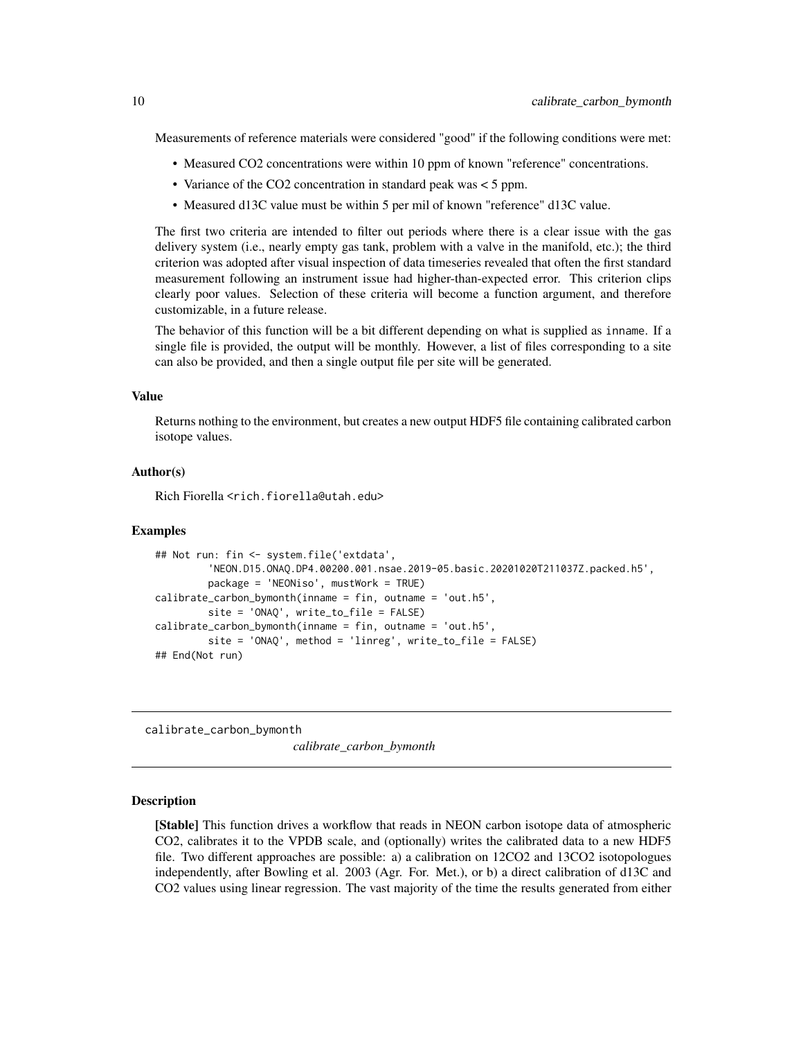Measurements of reference materials were considered "good" if the following conditions were met:

- Measured CO2 concentrations were within 10 ppm of known "reference" concentrations.
- Variance of the CO2 concentration in standard peak was < 5 ppm.
- Measured d13C value must be within 5 per mil of known "reference" d13C value.

The first two criteria are intended to filter out periods where there is a clear issue with the gas delivery system (i.e., nearly empty gas tank, problem with a valve in the manifold, etc.); the third criterion was adopted after visual inspection of data timeseries revealed that often the first standard measurement following an instrument issue had higher-than-expected error. This criterion clips clearly poor values. Selection of these criteria will become a function argument, and therefore customizable, in a future release.

The behavior of this function will be a bit different depending on what is supplied as `inname`. If a single file is provided, the output will be monthly. However, a list of files corresponding to a site can also be provided, and then a single output file per site will be generated.

### Value

Returns nothing to the environment, but creates a new output HDF5 file containing calibrated carbon isotope values.

### Author(s)

Rich Fiorella <rich.fiorella@utah.edu>

### Examples

```
## Not run: fin <- system.file('extdata',
        'NEON.D15.ONAQ.DP4.00200.001.nsae.2019-05.basic.20201020T211037Z.packed.h5',
        package = 'NEONiso', mustWork = TRUE)
calibrate_carbon_bymonth(inname = fin, outname = 'out.h5',
        site = 'ONAQ', write_to_file = FALSE)
calibrate_carbon_bymonth(inname = fin, outname = 'out.h5',
        site = 'ONAQ', method = 'linreg', write_to_file = FALSE)
## End(Not run)
```

---

## calibrate_carbon_bymonth

*calibrate_carbon_bymonth*

---

### Description

**[Stable]** This function drives a workflow that reads in NEON carbon isotope data of atmospheric CO2, calibrates it to the VPDB scale, and (optionally) writes the calibrated data to a new HDF5 file. Two different approaches are possible: a) a calibration on 12CO2 and 13CO2 isotopologues independently, after Bowling et al. 2003 (Agr. For. Met.), or b) a direct calibration of d13C and CO2 values using linear regression. The vast majority of the time the results generated from either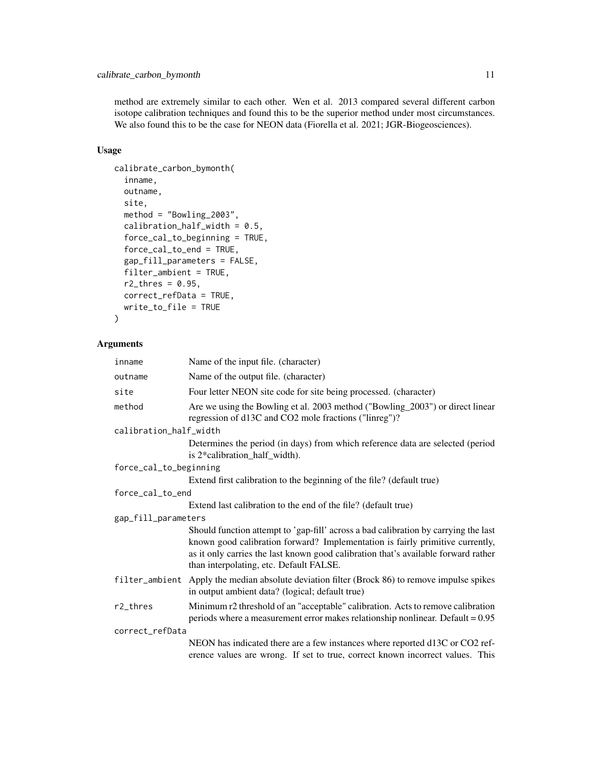method are extremely similar to each other. Wen et al. 2013 compared several different carbon isotope calibration techniques and found this to be the superior method under most circumstances. We also found this to be the case for NEON data (Fiorella et al. 2021; JGR-Biogeosciences).

## Usage

```
calibrate_carbon_bymonth(
  inname,
  outname,
  site,
  method = "Bowling_2003",
  calibration_half_width = 0.5,
  force_cal_to_beginning = TRUE,
  force_cal_to_end = TRUE,
  gap_fill_parameters = FALSE,
  filter_ambient = TRUE,
  r2_thres = 0.95,
  correct_refData = TRUE,
  write_to_file = TRUE
)
```

## Arguments

| Argument | Description |
|---|---|
| `inname` | Name of the input file. (character) |
| `outname` | Name of the output file. (character) |
| `site` | Four letter NEON site code for site being processed. (character) |
| `method` | Are we using the Bowling et al. 2003 method ("Bowling_2003") or direct linear regression of d13C and CO2 mole fractions ("linreg")? |
| `calibration_half_width` | Determines the period (in days) from which reference data are selected (period is 2*calibration_half_width). |
| `force_cal_to_beginning` | Extend first calibration to the beginning of the file? (default true) |
| `force_cal_to_end` | Extend last calibration to the end of the file? (default true) |
| `gap_fill_parameters` | Should function attempt to 'gap-fill' across a bad calibration by carrying the last known good calibration forward? Implementation is fairly primitive currently, as it only carries the last known good calibration that's available forward rather than interpolating, etc. Default FALSE. |
| `filter_ambient` | Apply the median absolute deviation filter (Brock 86) to remove impulse spikes in output ambient data? (logical; default true) |
| `r2_thres` | Minimum r2 threshold of an "acceptable" calibration. Acts to remove calibration periods where a measurement error makes relationship nonlinear. Default = 0.95 |
| `correct_refData` | NEON has indicated there are a few instances where reported d13C or CO2 reference values are wrong. If set to true, correct known incorrect values. This |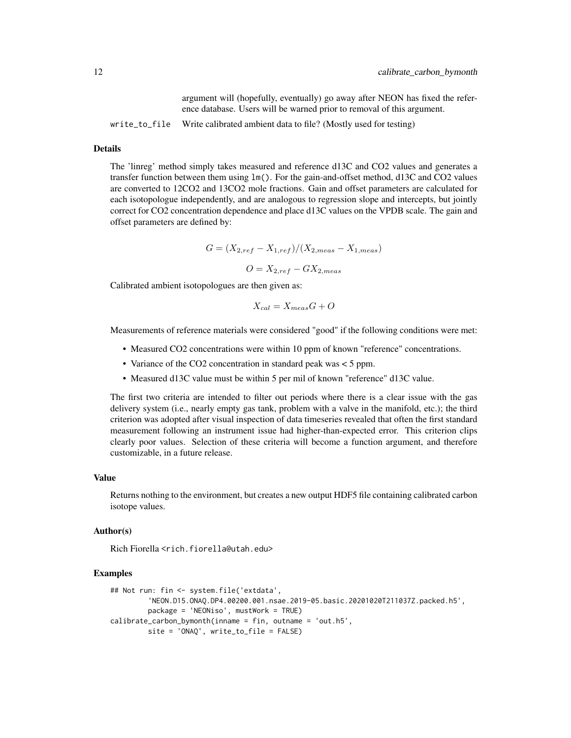argument will (hopefully, eventually) go away after NEON has fixed the reference database. Users will be warned prior to removal of this argument.

write_to_file  Write calibrated ambient data to file? (Mostly used for testing)

### Details

The 'linreg' method simply takes measured and reference d13C and CO2 values and generates a transfer function between them using `lm()`. For the gain-and-offset method, d13C and CO2 values are converted to 12CO2 and 13CO2 mole fractions. Gain and offset parameters are calculated for each isotopologue independently, and are analogous to regression slope and intercepts, but jointly correct for CO2 concentration dependence and place d13C values on the VPDB scale. The gain and offset parameters are defined by:

$$G = (X_{2,ref} - X_{1,ref})/(X_{2,meas} - X_{1,meas})$$

$$O = X_{2,ref} - GX_{2,meas}$$

Calibrated ambient isotopologues are then given as:

$$X_{cal} = X_{meas}G + O$$

Measurements of reference materials were considered "good" if the following conditions were met:

- Measured CO2 concentrations were within 10 ppm of known "reference" concentrations.
- Variance of the CO2 concentration in standard peak was < 5 ppm.
- Measured d13C value must be within 5 per mil of known "reference" d13C value.

The first two criteria are intended to filter out periods where there is a clear issue with the gas delivery system (i.e., nearly empty gas tank, problem with a valve in the manifold, etc.); the third criterion was adopted after visual inspection of data timeseries revealed that often the first standard measurement following an instrument issue had higher-than-expected error. This criterion clips clearly poor values. Selection of these criteria will become a function argument, and therefore customizable, in a future release.

### Value

Returns nothing to the environment, but creates a new output HDF5 file containing calibrated carbon isotope values.

### Author(s)

Rich Fiorella <rich.fiorella@utah.edu>

### Examples

```
## Not run: fin <- system.file('extdata',
        'NEON.D15.ONAQ.DP4.00200.001.nsae.2019-05.basic.20201020T211037Z.packed.h5',
        package = 'NEONiso', mustWork = TRUE)
calibrate_carbon_bymonth(inname = fin, outname = 'out.h5',
        site = 'ONAQ', write_to_file = FALSE)
```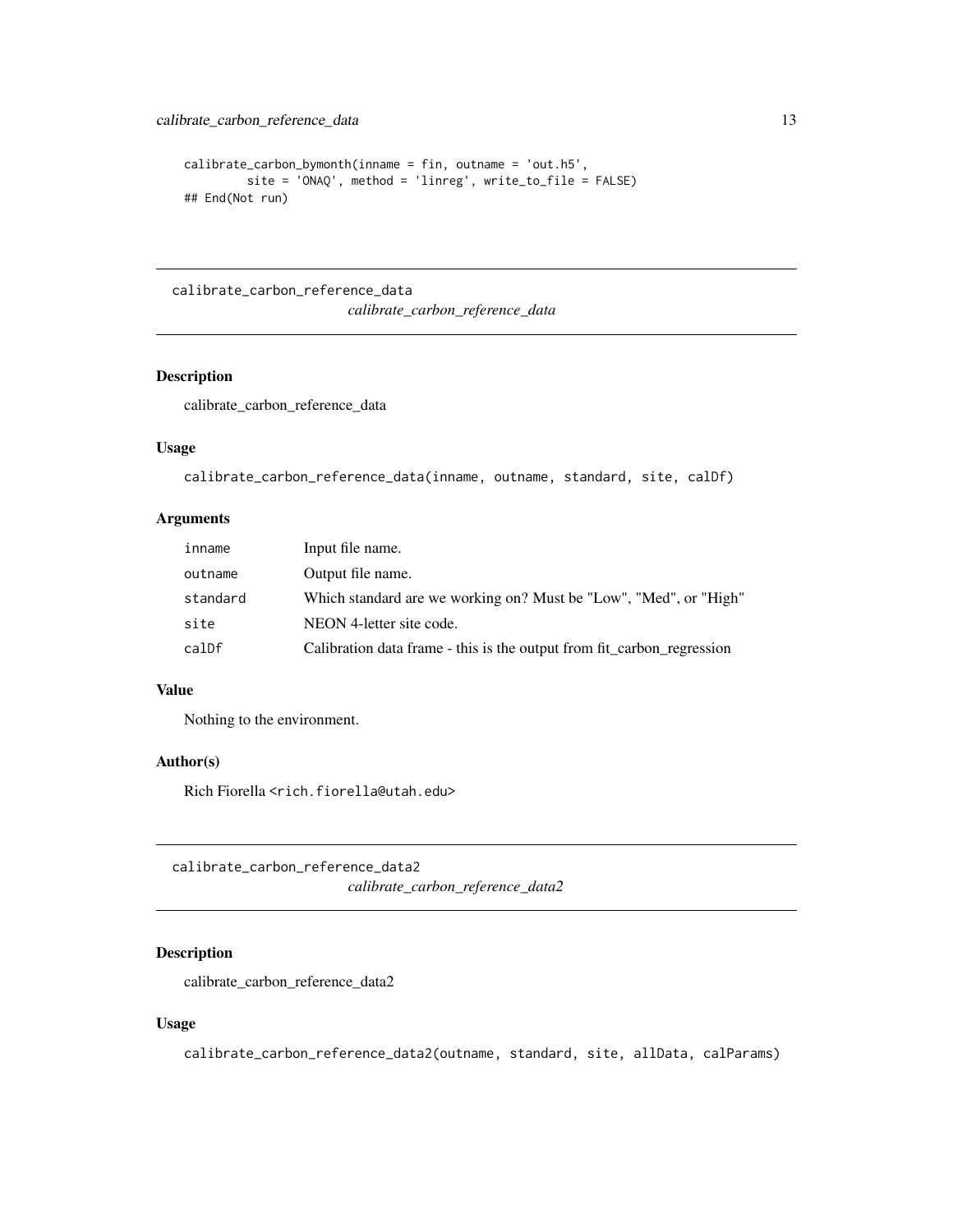```
calibrate_carbon_bymonth(inname = fin, outname = 'out.h5',
        site = 'ONAQ', method = 'linreg', write_to_file = FALSE)
## End(Not run)
```

## calibrate_carbon_reference_data

*calibrate_carbon_reference_data*

### Description

calibrate_carbon_reference_data

### Usage

```
calibrate_carbon_reference_data(inname, outname, standard, site, calDf)
```

### Arguments

| | |
|---|---|
| inname | Input file name. |
| outname | Output file name. |
| standard | Which standard are we working on? Must be "Low", "Med", or "High" |
| site | NEON 4-letter site code. |
| calDf | Calibration data frame - this is the output from fit_carbon_regression |

### Value

Nothing to the environment.

### Author(s)

Rich Fiorella <rich.fiorella@utah.edu>

## calibrate_carbon_reference_data2

*calibrate_carbon_reference_data2*

### Description

calibrate_carbon_reference_data2

### Usage

```
calibrate_carbon_reference_data2(outname, standard, site, allData, calParams)
```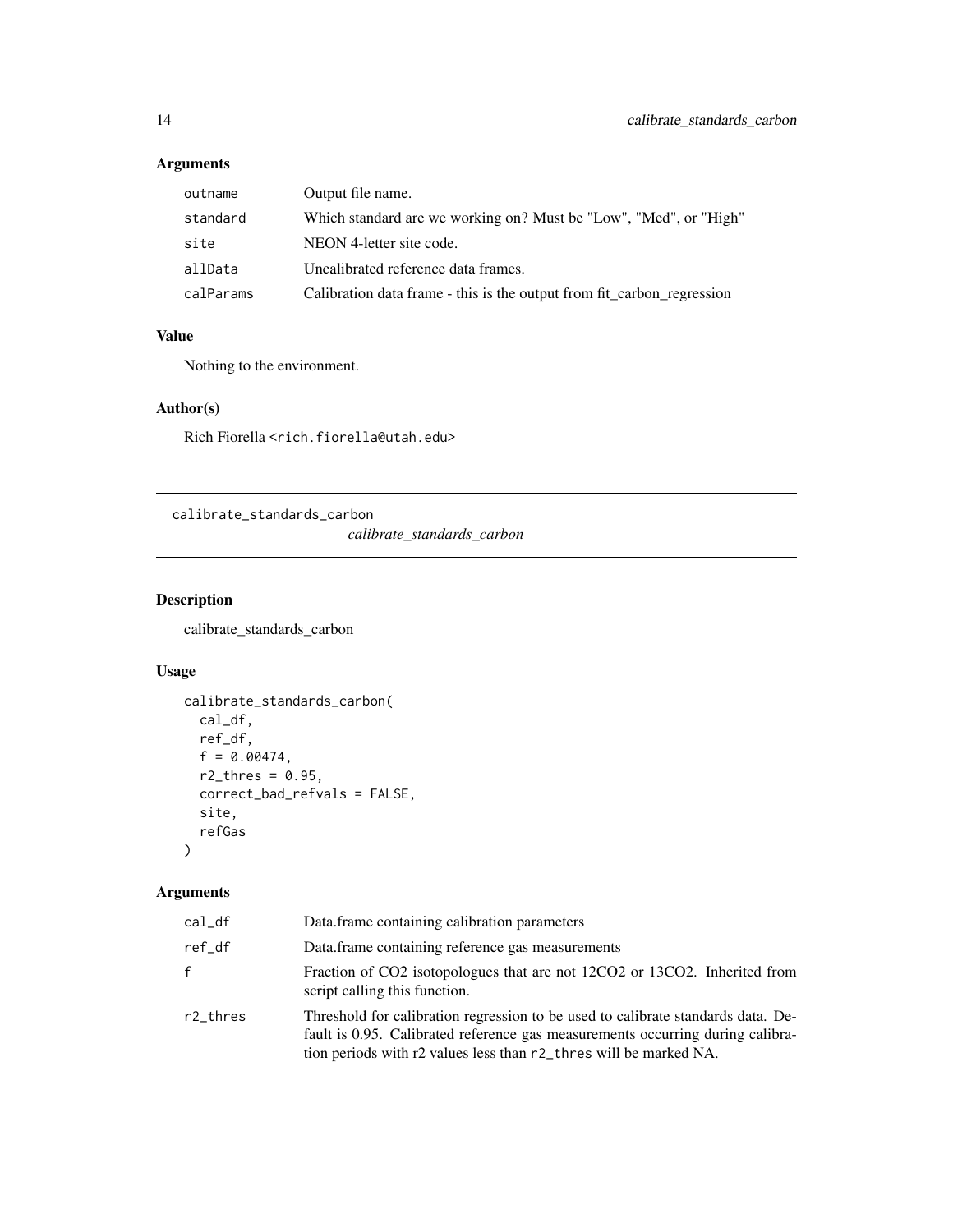## Arguments

| | |
|---|---|
| outname | Output file name. |
| standard | Which standard are we working on? Must be "Low", "Med", or "High" |
| site | NEON 4-letter site code. |
| allData | Uncalibrated reference data frames. |
| calParams | Calibration data frame - this is the output from fit_carbon_regression |

## Value

Nothing to the environment.

## Author(s)

Rich Fiorella <rich.fiorella@utah.edu>

---

# calibrate_standards_carbon

*calibrate_standards_carbon*

---

## Description

calibrate_standards_carbon

## Usage

```
calibrate_standards_carbon(
  cal_df,
  ref_df,
  f = 0.00474,
  r2_thres = 0.95,
  correct_bad_refvals = FALSE,
  site,
  refGas
)
```

## Arguments

| | |
|---|---|
| cal_df | Data.frame containing calibration parameters |
| ref_df | Data.frame containing reference gas measurements |
| f | Fraction of CO2 isotopologues that are not 12CO2 or 13CO2. Inherited from script calling this function. |
| r2_thres | Threshold for calibration regression to be used to calibrate standards data. Default is 0.95. Calibrated reference gas measurements occurring during calibration periods with r2 values less than r2_thres will be marked NA. |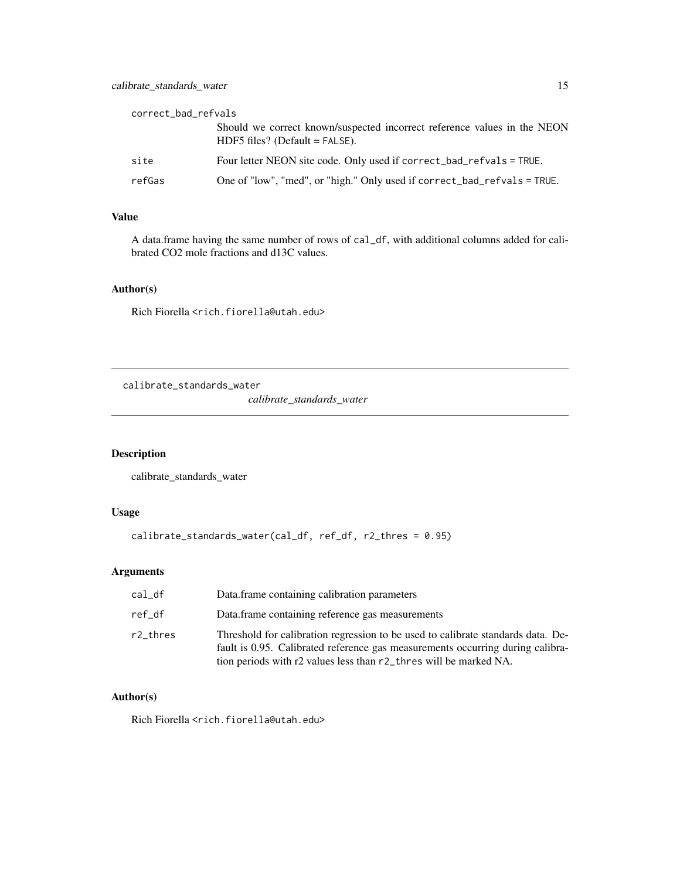| | |
|---|---|
| correct_bad_refvals | Should we correct known/suspected incorrect reference values in the NEON HDF5 files? (Default = FALSE). |
| site | Four letter NEON site code. Only used if correct_bad_refvals = TRUE. |
| refGas | One of "low", "med", or "high." Only used if correct_bad_refvals = TRUE. |

### Value

A data.frame having the same number of rows of cal_df, with additional columns added for calibrated CO2 mole fractions and d13C values.

### Author(s)

Rich Fiorella <rich.fiorella@utah.edu>

---

## calibrate_standards_water

*calibrate_standards_water*

### Description

calibrate_standards_water

### Usage

```
calibrate_standards_water(cal_df, ref_df, r2_thres = 0.95)
```

### Arguments

| | |
|---|---|
| cal_df | Data.frame containing calibration parameters |
| ref_df | Data.frame containing reference gas measurements |
| r2_thres | Threshold for calibration regression to be used to calibrate standards data. Default is 0.95. Calibrated reference gas measurements occurring during calibration periods with r2 values less than r2_thres will be marked NA. |

### Author(s)

Rich Fiorella <rich.fiorella@utah.edu>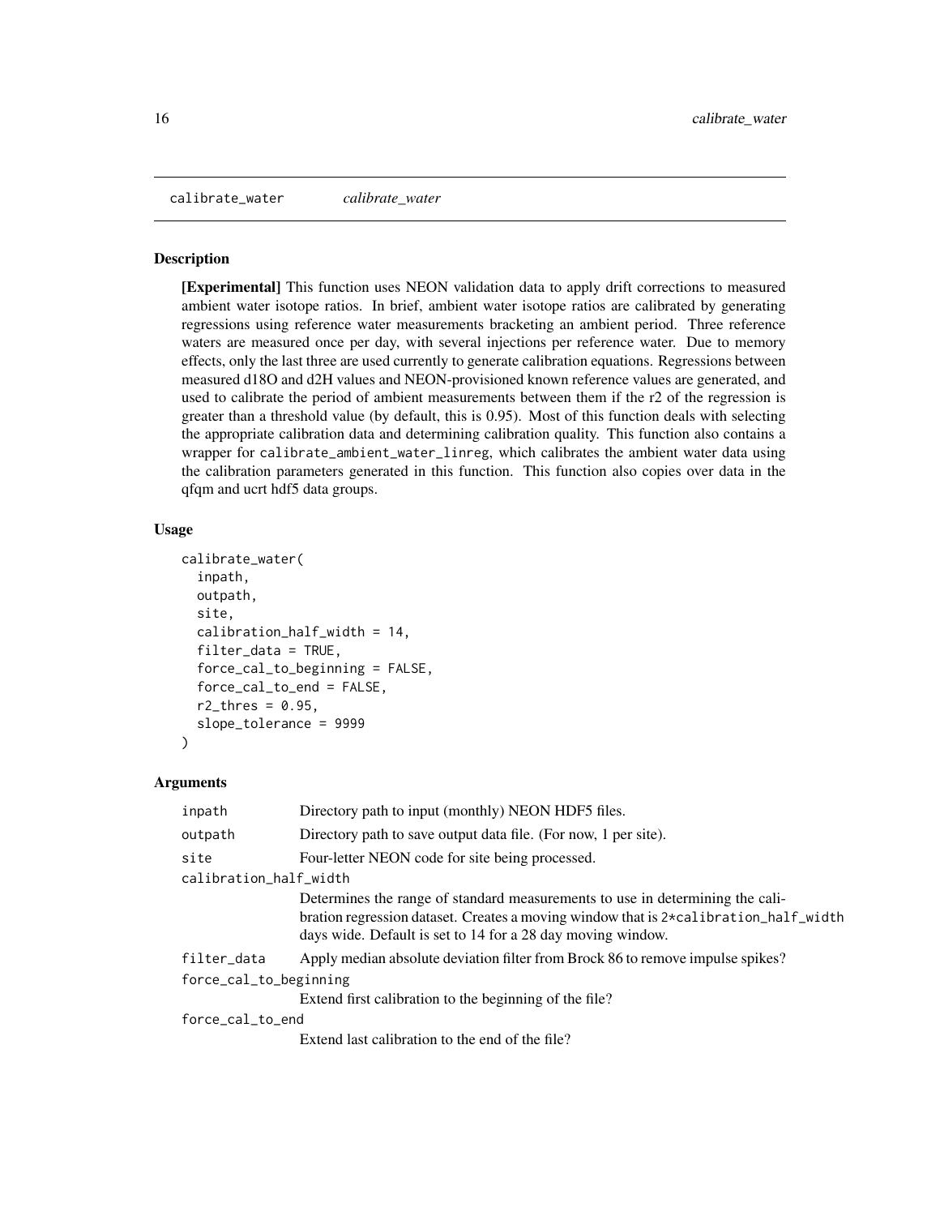# calibrate_water

*calibrate_water*

## Description

**[Experimental]** This function uses NEON validation data to apply drift corrections to measured ambient water isotope ratios. In brief, ambient water isotope ratios are calibrated by generating regressions using reference water measurements bracketing an ambient period. Three reference waters are measured once per day, with several injections per reference water. Due to memory effects, only the last three are used currently to generate calibration equations. Regressions between measured d18O and d2H values and NEON-provisioned known reference values are generated, and used to calibrate the period of ambient measurements between them if the r2 of the regression is greater than a threshold value (by default, this is 0.95). Most of this function deals with selecting the appropriate calibration data and determining calibration quality. This function also contains a wrapper for `calibrate_ambient_water_linreg`, which calibrates the ambient water data using the calibration parameters generated in this function. This function also copies over data in the qfqm and ucrt hdf5 data groups.

## Usage

```
calibrate_water(
  inpath,
  outpath,
  site,
  calibration_half_width = 14,
  filter_data = TRUE,
  force_cal_to_beginning = FALSE,
  force_cal_to_end = FALSE,
  r2_thres = 0.95,
  slope_tolerance = 9999
)
```

## Arguments

| Argument | Description |
|---|---|
| `inpath` | Directory path to input (monthly) NEON HDF5 files. |
| `outpath` | Directory path to save output data file. (For now, 1 per site). |
| `site` | Four-letter NEON code for site being processed. |
| `calibration_half_width` | Determines the range of standard measurements to use in determining the calibration regression dataset. Creates a moving window that is `2*calibration_half_width` days wide. Default is set to 14 for a 28 day moving window. |
| `filter_data` | Apply median absolute deviation filter from Brock 86 to remove impulse spikes? |
| `force_cal_to_beginning` | Extend first calibration to the beginning of the file? |
| `force_cal_to_end` | Extend last calibration to the end of the file? |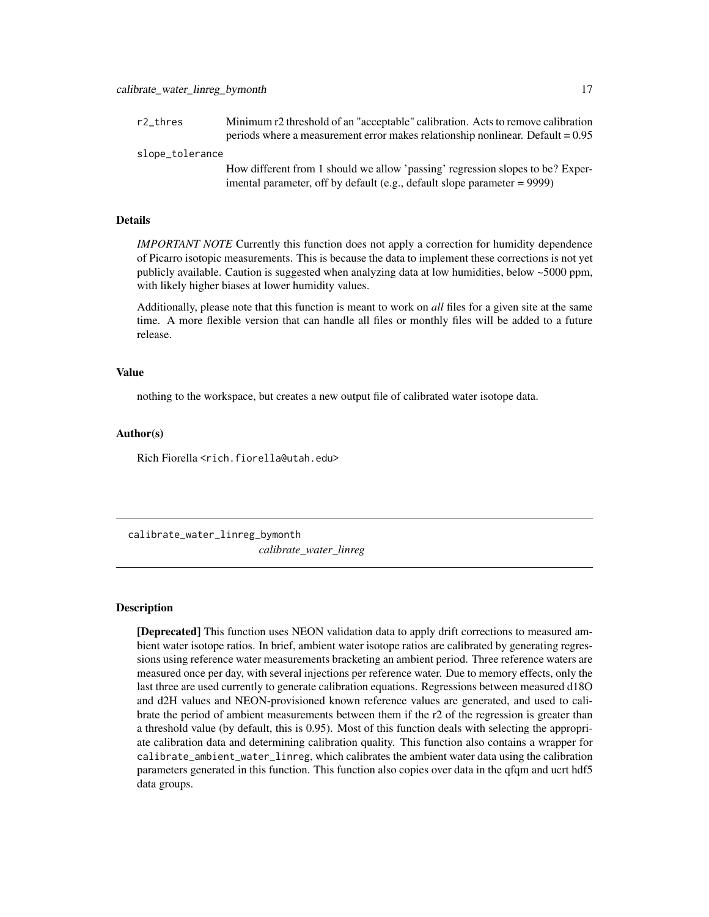r2_thres
: Minimum r2 threshold of an "acceptable" calibration. Acts to remove calibration periods where a measurement error makes relationship nonlinear. Default = 0.95

slope_tolerance
: How different from 1 should we allow 'passing' regression slopes to be? Experimental parameter, off by default (e.g., default slope parameter = 9999)

### Details

*IMPORTANT NOTE* Currently this function does not apply a correction for humidity dependence of Picarro isotopic measurements. This is because the data to implement these corrections is not yet publicly available. Caution is suggested when analyzing data at low humidities, below ~5000 ppm, with likely higher biases at lower humidity values.

Additionally, please note that this function is meant to work on *all* files for a given site at the same time. A more flexible version that can handle all files or monthly files will be added to a future release.

### Value

nothing to the workspace, but creates a new output file of calibrated water isotope data.

### Author(s)

Rich Fiorella <rich.fiorella@utah.edu>

---

## calibrate_water_linreg_bymonth

*calibrate_water_linreg*

### Description

**[Deprecated]** This function uses NEON validation data to apply drift corrections to measured ambient water isotope ratios. In brief, ambient water isotope ratios are calibrated by generating regressions using reference water measurements bracketing an ambient period. Three reference waters are measured once per day, with several injections per reference water. Due to memory effects, only the last three are used currently to generate calibration equations. Regressions between measured d18O and d2H values and NEON-provisioned known reference values are generated, and used to calibrate the period of ambient measurements between them if the r2 of the regression is greater than a threshold value (by default, this is 0.95). Most of this function deals with selecting the appropriate calibration data and determining calibration quality. This function also contains a wrapper for `calibrate_ambient_water_linreg`, which calibrates the ambient water data using the calibration parameters generated in this function. This function also copies over data in the qfqm and ucrt hdf5 data groups.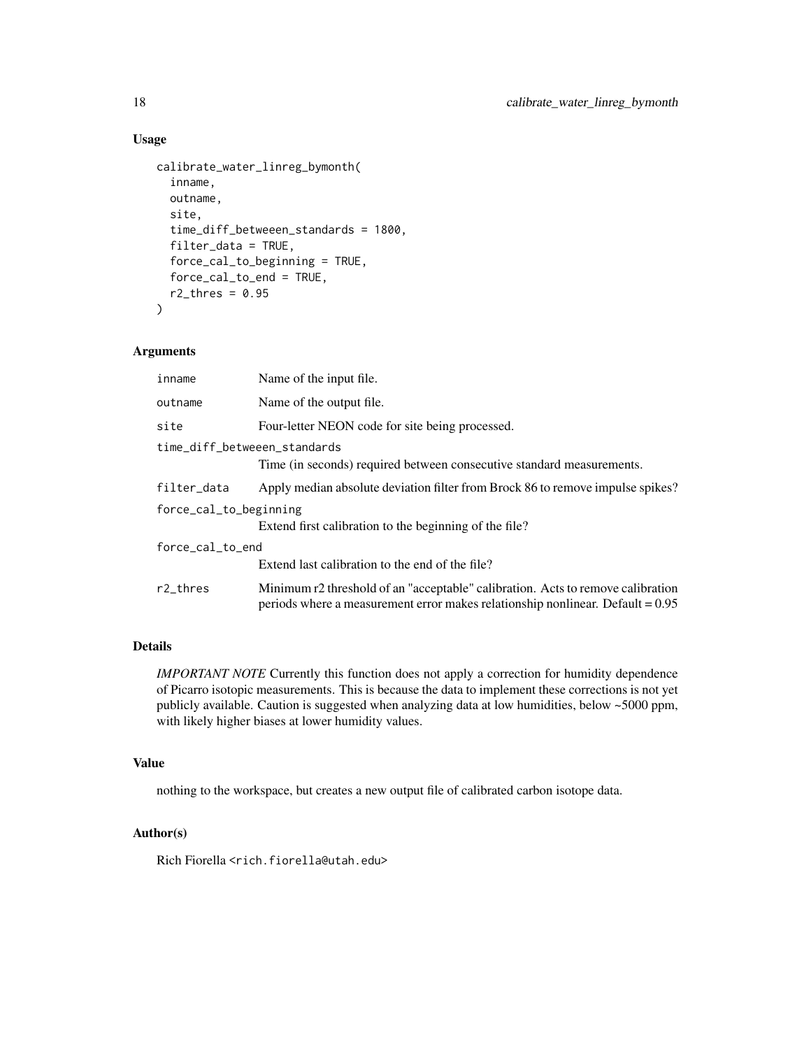## Usage

```
calibrate_water_linreg_bymonth(
  inname,
  outname,
  site,
  time_diff_betweeen_standards = 1800,
  filter_data = TRUE,
  force_cal_to_beginning = TRUE,
  force_cal_to_end = TRUE,
  r2_thres = 0.95
)
```

## Arguments

| Argument | Description |
| --- | --- |
| `inname` | Name of the input file. |
| `outname` | Name of the output file. |
| `site` | Four-letter NEON code for site being processed. |
| `time_diff_betweeen_standards` | Time (in seconds) required between consecutive standard measurements. |
| `filter_data` | Apply median absolute deviation filter from Brock 86 to remove impulse spikes? |
| `force_cal_to_beginning` | Extend first calibration to the beginning of the file? |
| `force_cal_to_end` | Extend last calibration to the end of the file? |
| `r2_thres` | Minimum r2 threshold of an "acceptable" calibration. Acts to remove calibration periods where a measurement error makes relationship nonlinear. Default = 0.95 |

## Details

*IMPORTANT NOTE* Currently this function does not apply a correction for humidity dependence of Picarro isotopic measurements. This is because the data to implement these corrections is not yet publicly available. Caution is suggested when analyzing data at low humidities, below ~5000 ppm, with likely higher biases at lower humidity values.

## Value

nothing to the workspace, but creates a new output file of calibrated carbon isotope data.

## Author(s)

Rich Fiorella <rich.fiorella@utah.edu>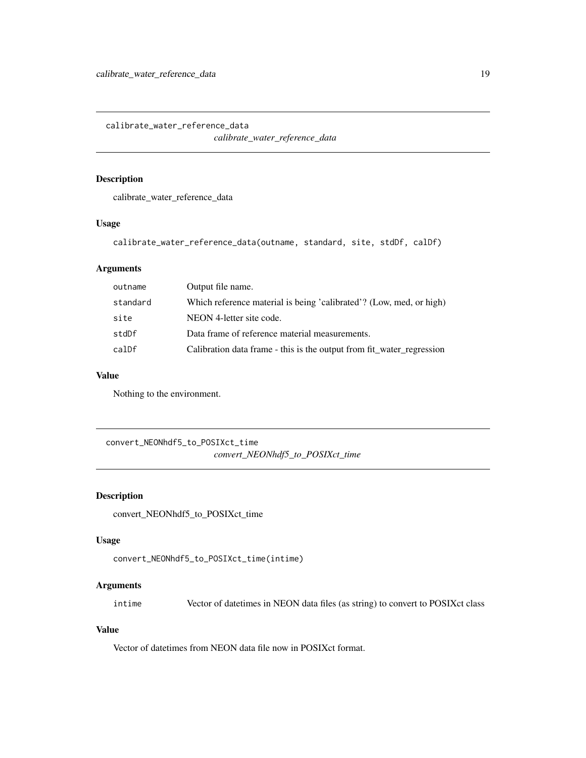## calibrate_water_reference_data

*calibrate_water_reference_data*

### Description

calibrate_water_reference_data

### Usage

```
calibrate_water_reference_data(outname, standard, site, stdDf, calDf)
```

### Arguments

| | |
|---|---|
| outname | Output file name. |
| standard | Which reference material is being 'calibrated'? (Low, med, or high) |
| site | NEON 4-letter site code. |
| stdDf | Data frame of reference material measurements. |
| calDf | Calibration data frame - this is the output from fit_water_regression |

### Value

Nothing to the environment.

## convert_NEONhdf5_to_POSIXct_time

*convert_NEONhdf5_to_POSIXct_time*

### Description

convert_NEONhdf5_to_POSIXct_time

### Usage

```
convert_NEONhdf5_to_POSIXct_time(intime)
```

### Arguments

| | |
|---|---|
| intime | Vector of datetimes in NEON data files (as string) to convert to POSIXct class |

### Value

Vector of datetimes from NEON data file now in POSIXct format.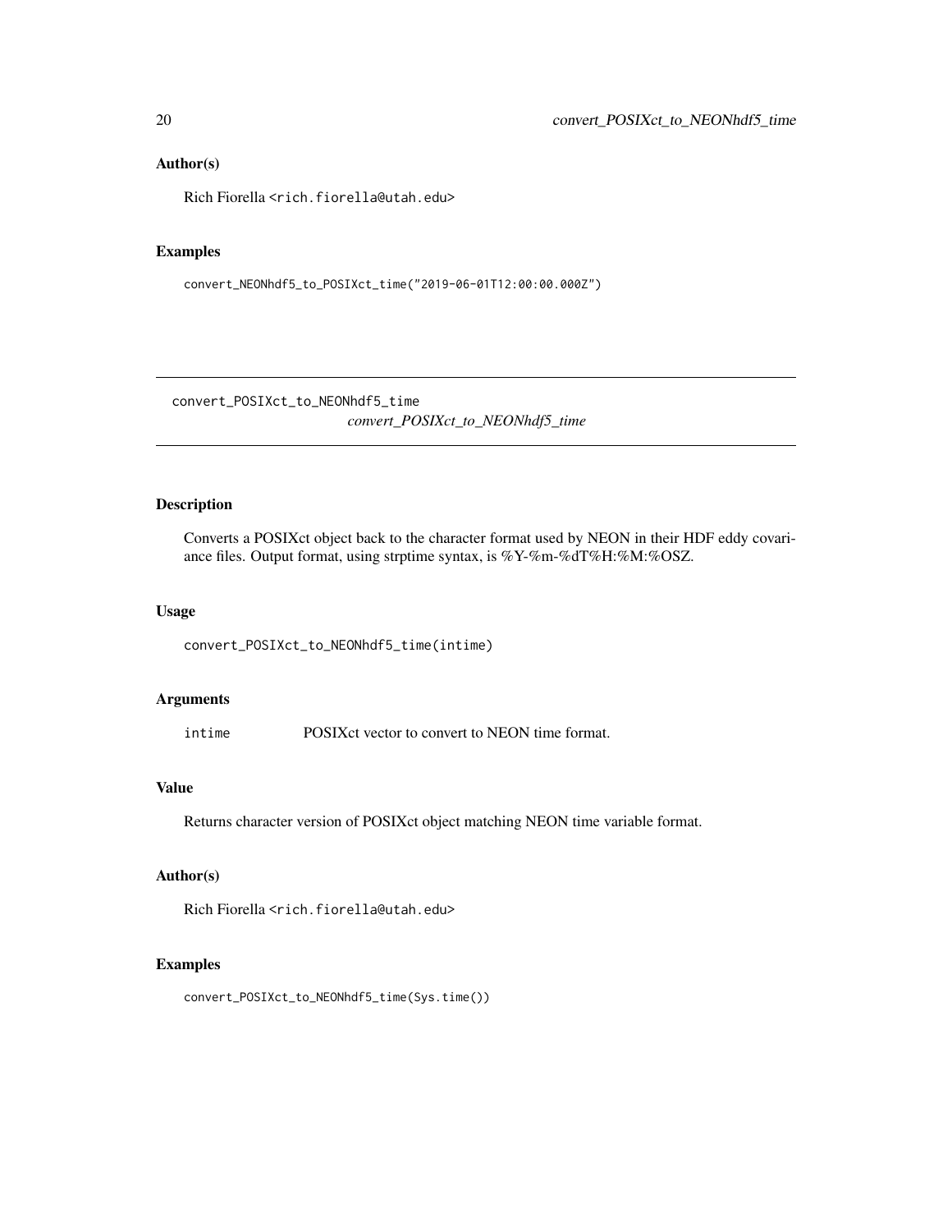## Author(s)

Rich Fiorella <rich.fiorella@utah.edu>

## Examples

```
convert_NEONhdf5_to_POSIXct_time("2019-06-01T12:00:00.000Z")
```

---

# convert_POSIXct_to_NEONhdf5_time *convert_POSIXct_to_NEONhdf5_time*

---

## Description

Converts a POSIXct object back to the character format used by NEON in their HDF eddy covariance files. Output format, using strptime syntax, is %Y-%m-%dT%H:%M:%OSZ.

## Usage

```
convert_POSIXct_to_NEONhdf5_time(intime)
```

## Arguments

| | |
|---|---|
| intime | POSIXct vector to convert to NEON time format. |

## Value

Returns character version of POSIXct object matching NEON time variable format.

## Author(s)

Rich Fiorella <rich.fiorella@utah.edu>

## Examples

```
convert_POSIXct_to_NEONhdf5_time(Sys.time())
```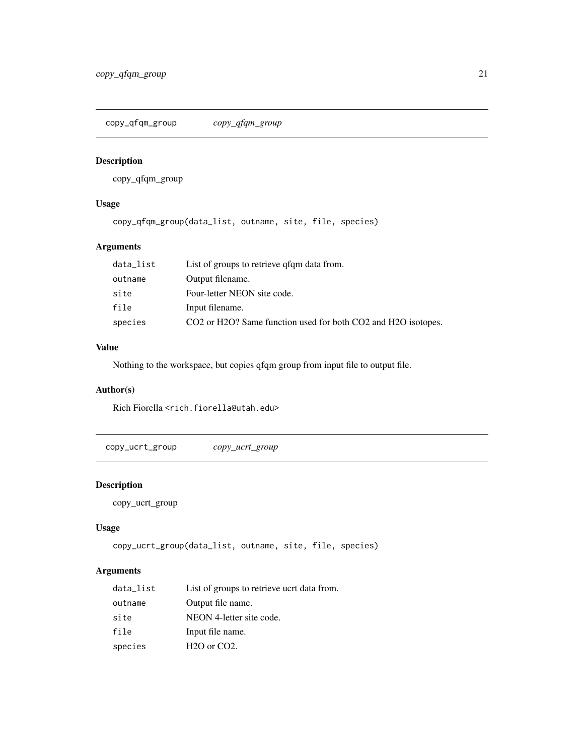## copy_qfqm_group

*copy_qfqm_group*

### Description

copy_qfqm_group

### Usage

```
copy_qfqm_group(data_list, outname, site, file, species)
```

### Arguments

| | |
|---|---|
| data_list | List of groups to retrieve qfqm data from. |
| outname | Output filename. |
| site | Four-letter NEON site code. |
| file | Input filename. |
| species | $CO_2$ or $H_2O$? Same function used for both $CO_2$ and $H_2O$ isotopes. |

### Value

Nothing to the workspace, but copies qfqm group from input file to output file.

### Author(s)

Rich Fiorella <rich.fiorella@utah.edu>

## copy_ucrt_group

*copy_ucrt_group*

### Description

copy_ucrt_group

### Usage

```
copy_ucrt_group(data_list, outname, site, file, species)
```

### Arguments

| | |
|---|---|
| data_list | List of groups to retrieve ucrt data from. |
| outname | Output file name. |
| site | NEON 4-letter site code. |
| file | Input file name. |
| species | $H_2O$ or $CO_2$. |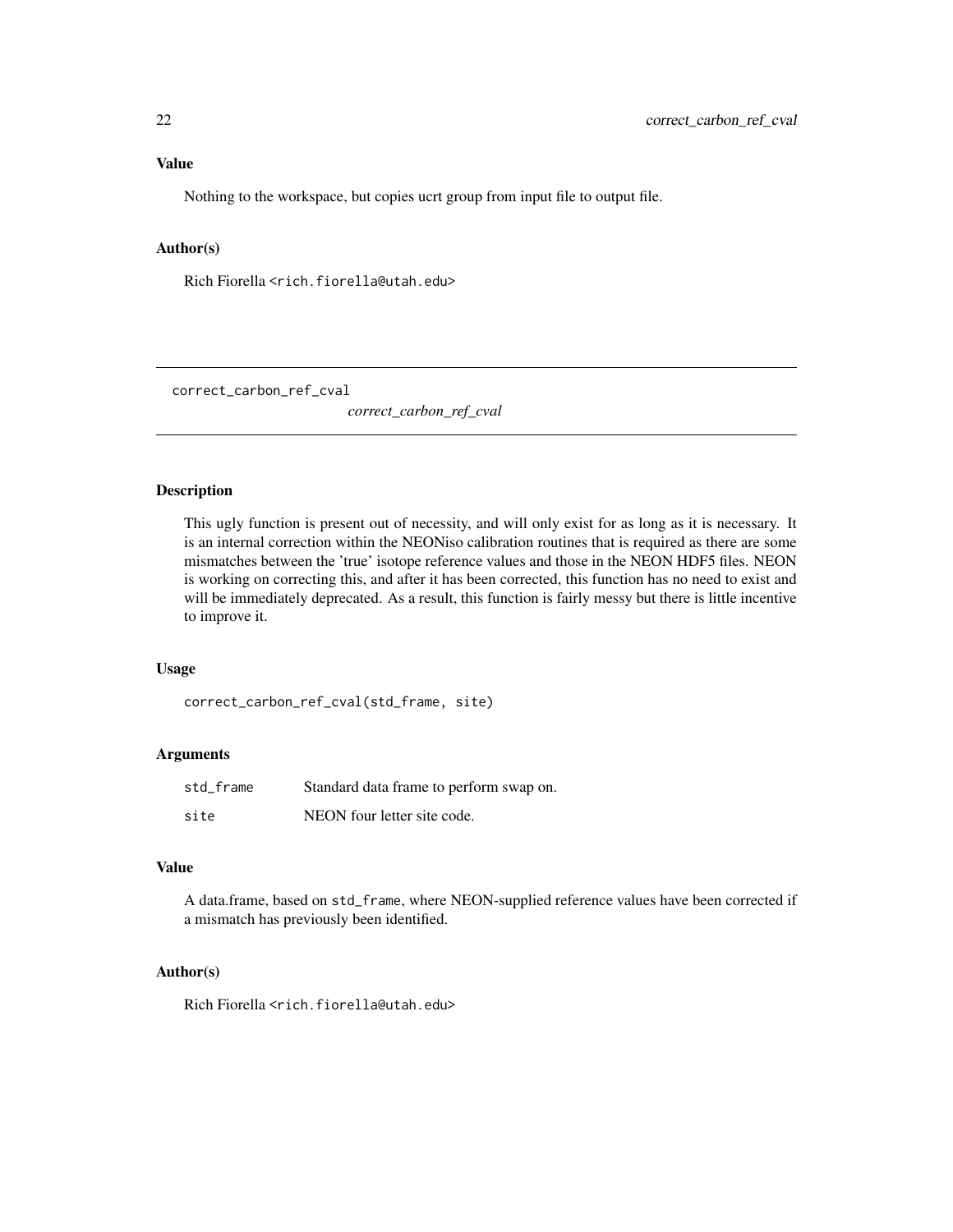### Value

Nothing to the workspace, but copies ucrt group from input file to output file.

### Author(s)

Rich Fiorella <rich.fiorella@utah.edu>

---

## correct_carbon_ref_cval

*correct_carbon_ref_cval*

---

### Description

This ugly function is present out of necessity, and will only exist for as long as it is necessary. It is an internal correction within the NEONiso calibration routines that is required as there are some mismatches between the 'true' isotope reference values and those in the NEON HDF5 files. NEON is working on correcting this, and after it has been corrected, this function has no need to exist and will be immediately deprecated. As a result, this function is fairly messy but there is little incentive to improve it.

### Usage

```
correct_carbon_ref_cval(std_frame, site)
```

### Arguments

| | |
|---|---|
| std_frame | Standard data frame to perform swap on. |
| site | NEON four letter site code. |

### Value

A data.frame, based on `std_frame`, where NEON-supplied reference values have been corrected if a mismatch has previously been identified.

### Author(s)

Rich Fiorella <rich.fiorella@utah.edu>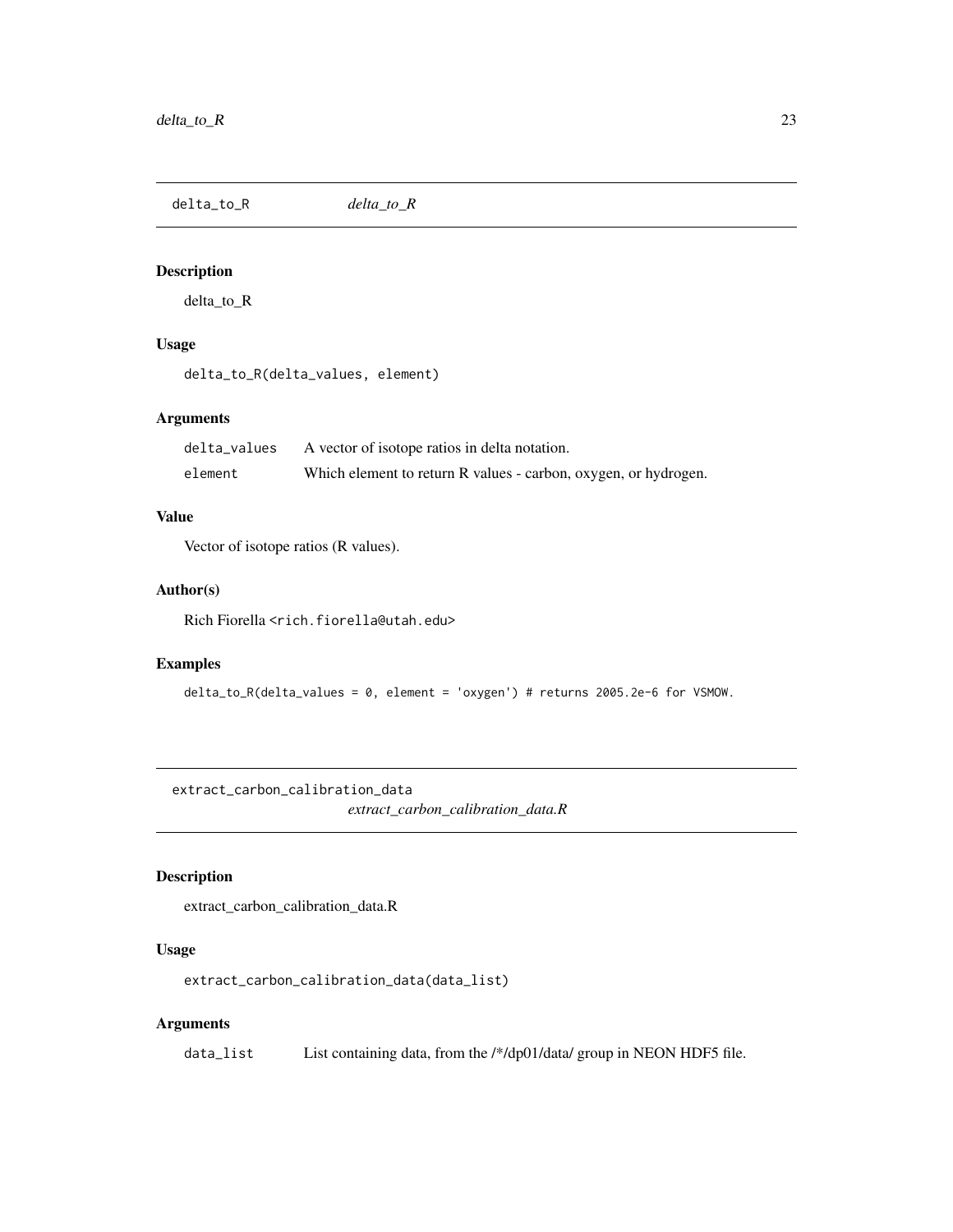## delta_to_R *delta_to_R*

### Description

delta_to_R

### Usage

```
delta_to_R(delta_values, element)
```

### Arguments

| | |
|---|---|
| delta_values | A vector of isotope ratios in delta notation. |
| element | Which element to return R values - carbon, oxygen, or hydrogen. |

### Value

Vector of isotope ratios (R values).

### Author(s)

Rich Fiorella <rich.fiorella@utah.edu>

### Examples

```
delta_to_R(delta_values = 0, element = 'oxygen') # returns 2005.2e-6 for VSMOW.
```

## extract_carbon_calibration_data *extract_carbon_calibration_data.R*

### Description

extract_carbon_calibration_data.R

### Usage

```
extract_carbon_calibration_data(data_list)
```

### Arguments

| | |
|---|---|
| data_list | List containing data, from the /*/dp01/data/ group in NEON HDF5 file. |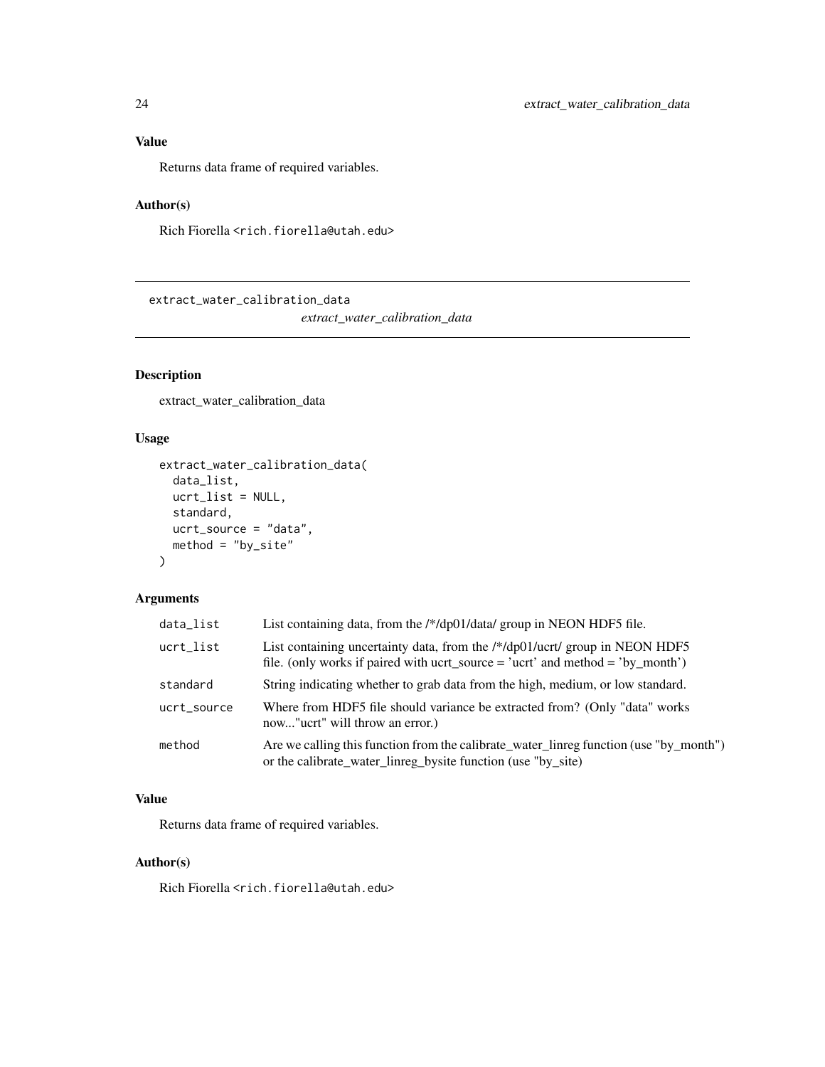## Value

Returns data frame of required variables.

## Author(s)

Rich Fiorella <rich.fiorella@utah.edu>

---

# extract_water_calibration_data

*extract_water_calibration_data*

---

## Description

extract_water_calibration_data

## Usage

```
extract_water_calibration_data(
  data_list,
  ucrt_list = NULL,
  standard,
  ucrt_source = "data",
  method = "by_site"
)
```

## Arguments

| | |
|---|---|
| `data_list` | List containing data, from the /*/dp01/data/ group in NEON HDF5 file. |
| `ucrt_list` | List containing uncertainty data, from the /*/dp01/ucrt/ group in NEON HDF5 file. (only works if paired with ucrt_source = 'ucrt' and method = 'by_month') |
| `standard` | String indicating whether to grab data from the high, medium, or low standard. |
| `ucrt_source` | Where from HDF5 file should variance be extracted from? (Only "data" works now..."ucrt" will throw an error.) |
| `method` | Are we calling this function from the calibrate_water_linreg function (use "by_month") or the calibrate_water_linreg_bysite function (use "by_site) |

## Value

Returns data frame of required variables.

## Author(s)

Rich Fiorella <rich.fiorella@utah.edu>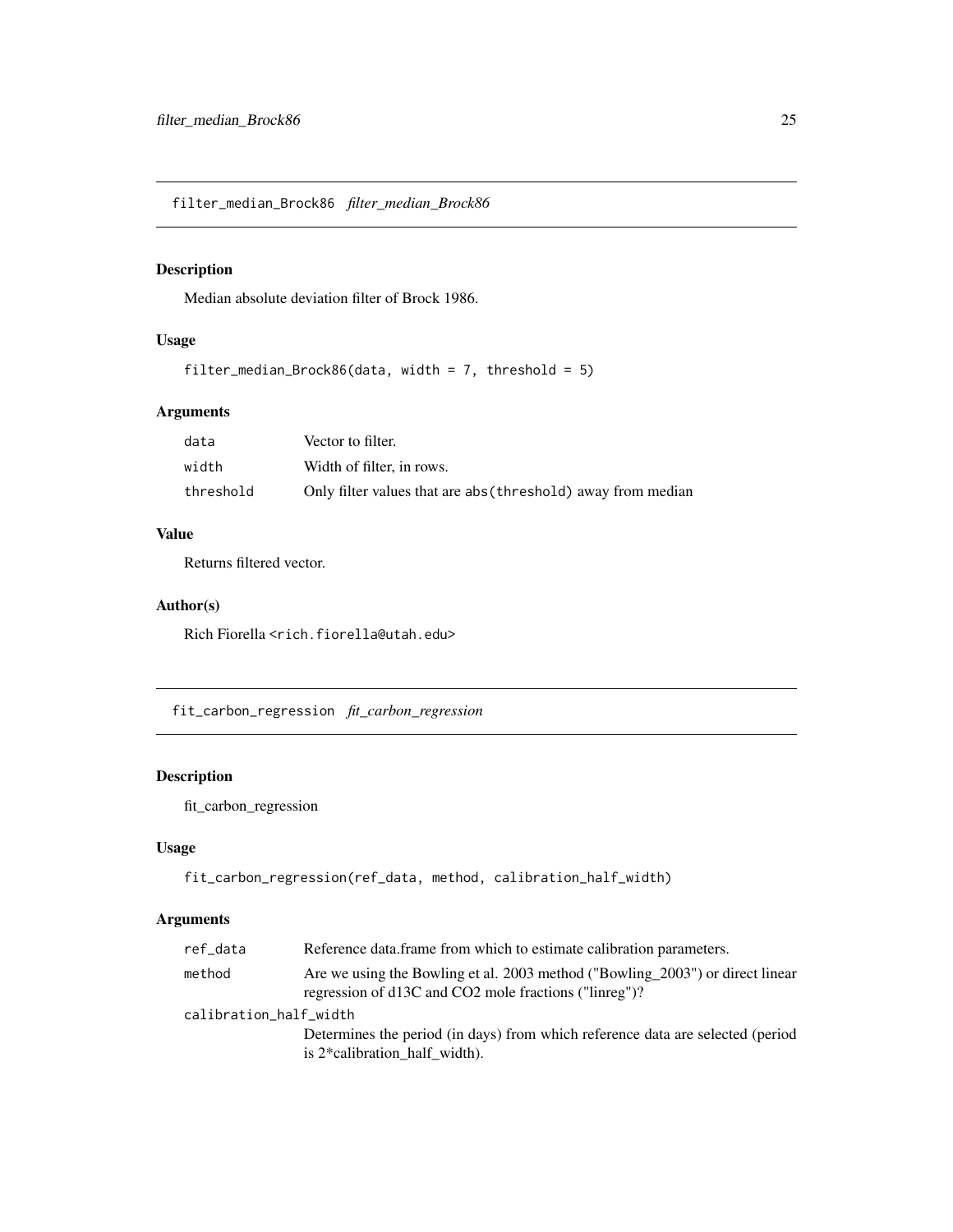## filter_median_Brock86 *filter_median_Brock86*

### Description

Median absolute deviation filter of Brock 1986.

### Usage

```
filter_median_Brock86(data, width = 7, threshold = 5)
```

### Arguments

| | |
|---|---|
| data | Vector to filter. |
| width | Width of filter, in rows. |
| threshold | Only filter values that are abs(threshold) away from median |

### Value

Returns filtered vector.

### Author(s)

Rich Fiorella <rich.fiorella@utah.edu>

## fit_carbon_regression *fit_carbon_regression*

### Description

fit_carbon_regression

### Usage

```
fit_carbon_regression(ref_data, method, calibration_half_width)
```

### Arguments

| | |
|---|---|
| ref_data | Reference data.frame from which to estimate calibration parameters. |
| method | Are we using the Bowling et al. 2003 method ("Bowling_2003") or direct linear regression of d13C and CO2 mole fractions ("linreg")? |
| calibration_half_width | Determines the period (in days) from which reference data are selected (period is 2*calibration_half_width). |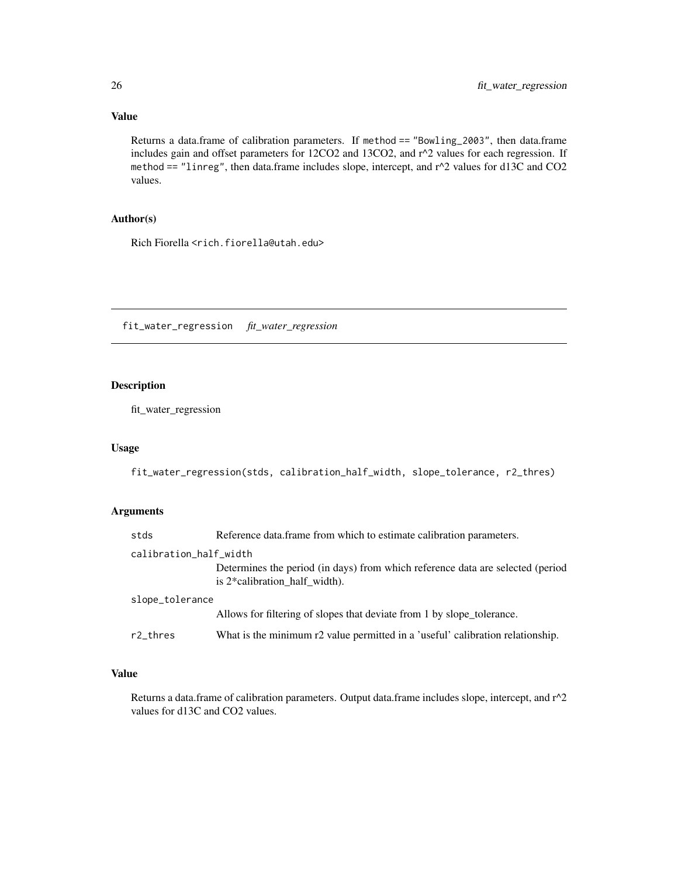### Value

Returns a data.frame of calibration parameters. If `method == "Bowling_2003"`, then data.frame includes gain and offset parameters for 12CO2 and 13CO2, and r^2 values for each regression. If `method == "linreg"`, then data.frame includes slope, intercept, and r^2 values for d13C and CO2 values.

### Author(s)

Rich Fiorella <rich.fiorella@utah.edu>

---

## fit_water_regression *fit_water_regression*

---

### Description

fit_water_regression

### Usage

```
fit_water_regression(stds, calibration_half_width, slope_tolerance, r2_thres)
```

### Arguments

| | |
|---|---|
| `stds` | Reference data.frame from which to estimate calibration parameters. |
| `calibration_half_width` | Determines the period (in days) from which reference data are selected (period is 2*calibration_half_width). |
| `slope_tolerance` | Allows for filtering of slopes that deviate from 1 by slope_tolerance. |
| `r2_thres` | What is the minimum r2 value permitted in a 'useful' calibration relationship. |

### Value

Returns a data.frame of calibration parameters. Output data.frame includes slope, intercept, and r^2 values for d13C and CO2 values.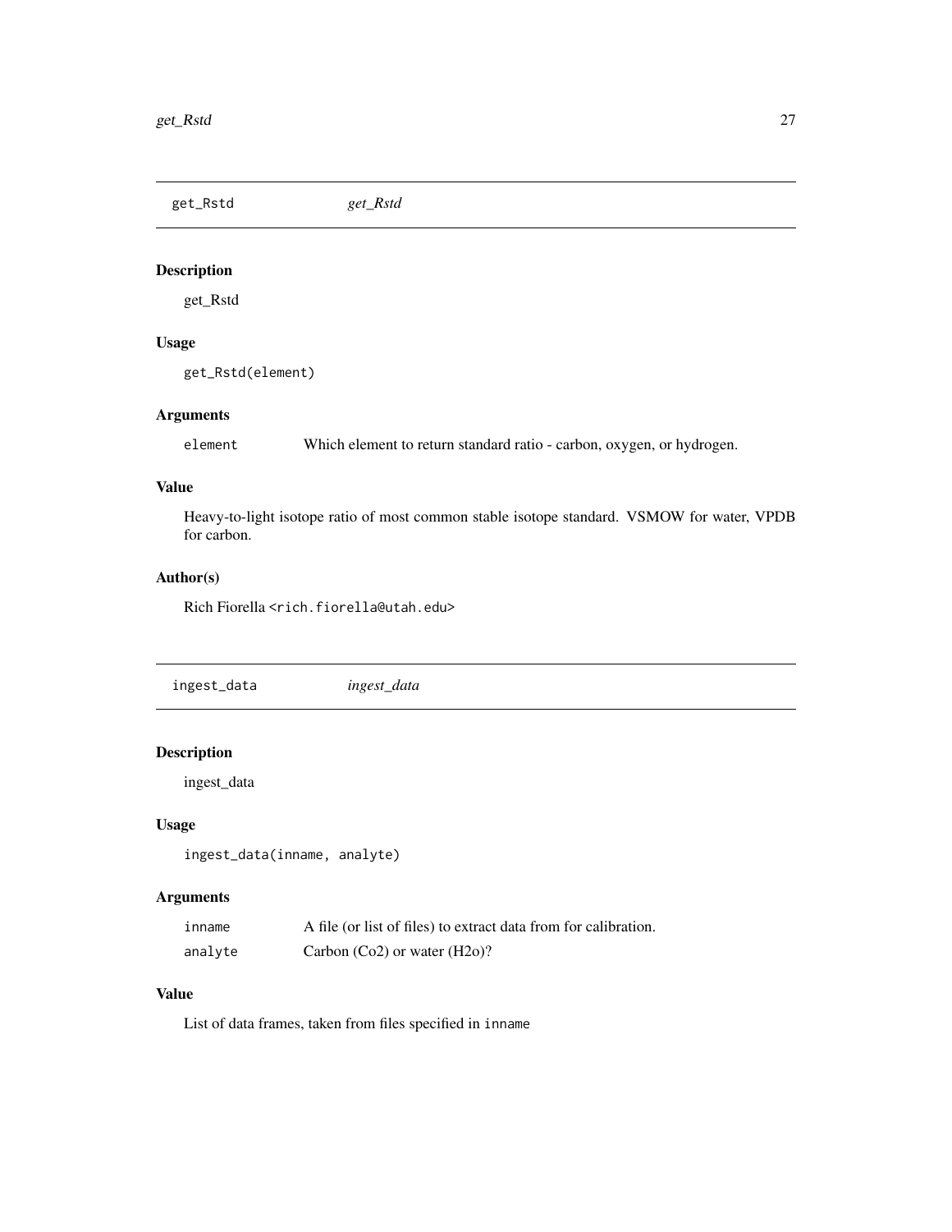## get_Rstd *get_Rstd*

### Description

get_Rstd

### Usage

```
get_Rstd(element)
```

### Arguments

| | |
|---|---|
| element | Which element to return standard ratio - carbon, oxygen, or hydrogen. |

### Value

Heavy-to-light isotope ratio of most common stable isotope standard. VSMOW for water, VPDB for carbon.

### Author(s)

Rich Fiorella <rich.fiorella@utah.edu>

## ingest_data *ingest_data*

### Description

ingest_data

### Usage

```
ingest_data(inname, analyte)
```

### Arguments

| | |
|---|---|
| inname | A file (or list of files) to extract data from for calibration. |
| analyte | Carbon (Co2) or water (H2o)? |

### Value

List of data frames, taken from files specified in inname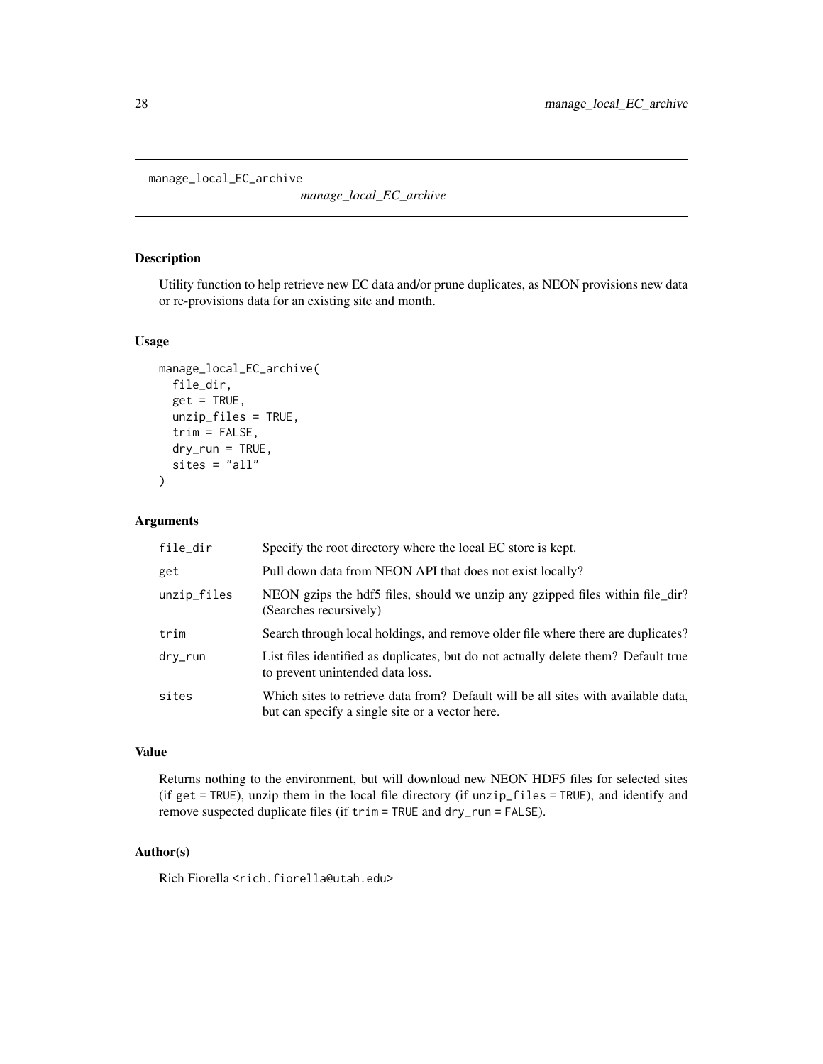manage_local_EC_archive

*manage_local_EC_archive*

## Description

Utility function to help retrieve new EC data and/or prune duplicates, as NEON provisions new data or re-provisions data for an existing site and month.

## Usage

```
manage_local_EC_archive(
  file_dir,
  get = TRUE,
  unzip_files = TRUE,
  trim = FALSE,
  dry_run = TRUE,
  sites = "all"
)
```

## Arguments

| | |
|---|---|
| file_dir | Specify the root directory where the local EC store is kept. |
| get | Pull down data from NEON API that does not exist locally? |
| unzip_files | NEON gzips the hdf5 files, should we unzip any gzipped files within file_dir? (Searches recursively) |
| trim | Search through local holdings, and remove older file where there are duplicates? |
| dry_run | List files identified as duplicates, but do not actually delete them? Default true to prevent unintended data loss. |
| sites | Which sites to retrieve data from? Default will be all sites with available data, but can specify a single site or a vector here. |

## Value

Returns nothing to the environment, but will download new NEON HDF5 files for selected sites (if `get = TRUE`), unzip them in the local file directory (if `unzip_files = TRUE`), and identify and remove suspected duplicate files (if `trim = TRUE` and `dry_run = FALSE`).

## Author(s)

Rich Fiorella <rich.fiorella@utah.edu>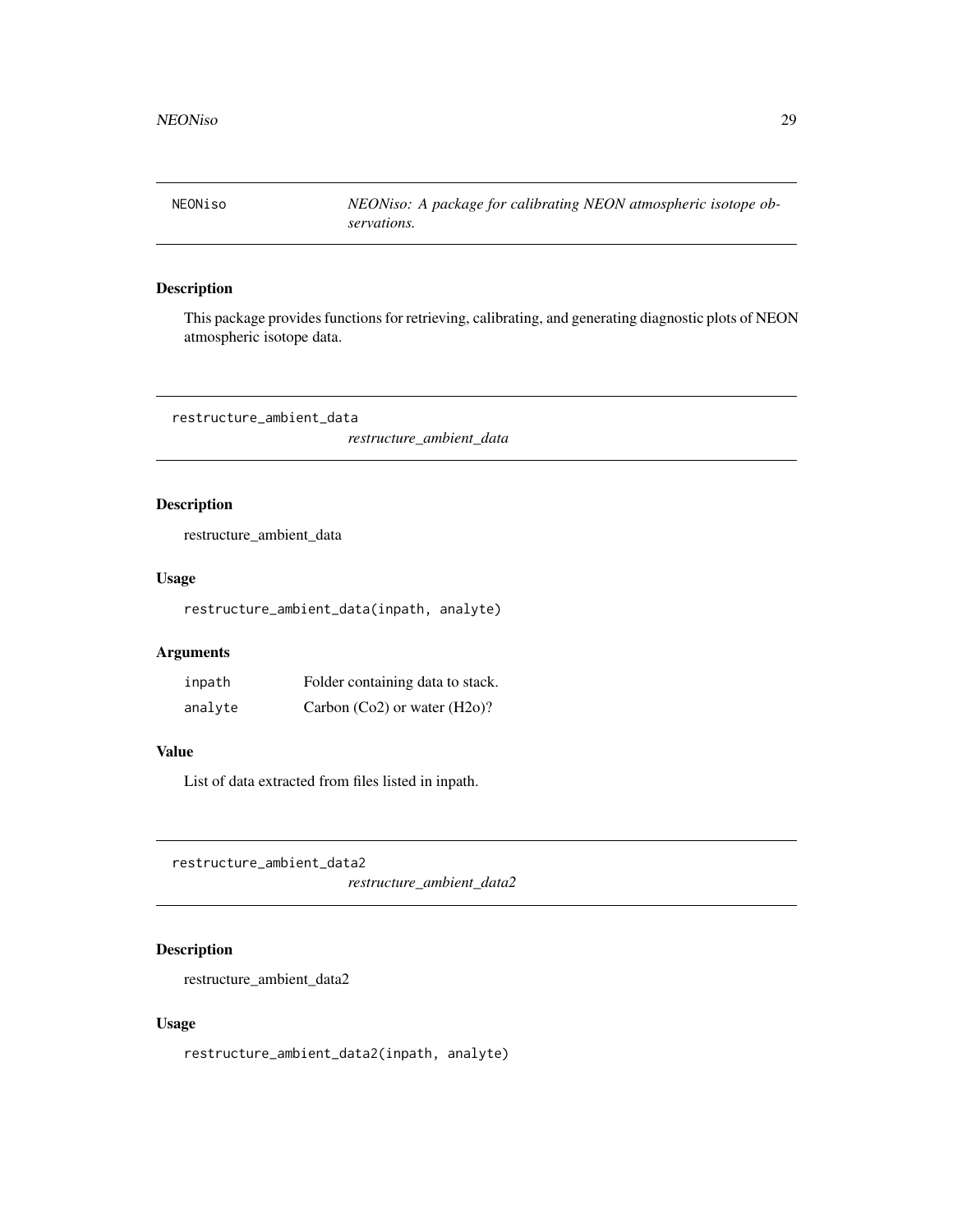## NEONiso — *NEONiso: A package for calibrating NEON atmospheric isotope observations.*

### Description

This package provides functions for retrieving, calibrating, and generating diagnostic plots of NEON atmospheric isotope data.

## restructure_ambient_data — *restructure_ambient_data*

### Description

restructure_ambient_data

### Usage

```
restructure_ambient_data(inpath, analyte)
```

### Arguments

| | |
|---|---|
| inpath | Folder containing data to stack. |
| analyte | Carbon (Co2) or water (H2o)? |

### Value

List of data extracted from files listed in inpath.

## restructure_ambient_data2 — *restructure_ambient_data2*

### Description

restructure_ambient_data2

### Usage

```
restructure_ambient_data2(inpath, analyte)
```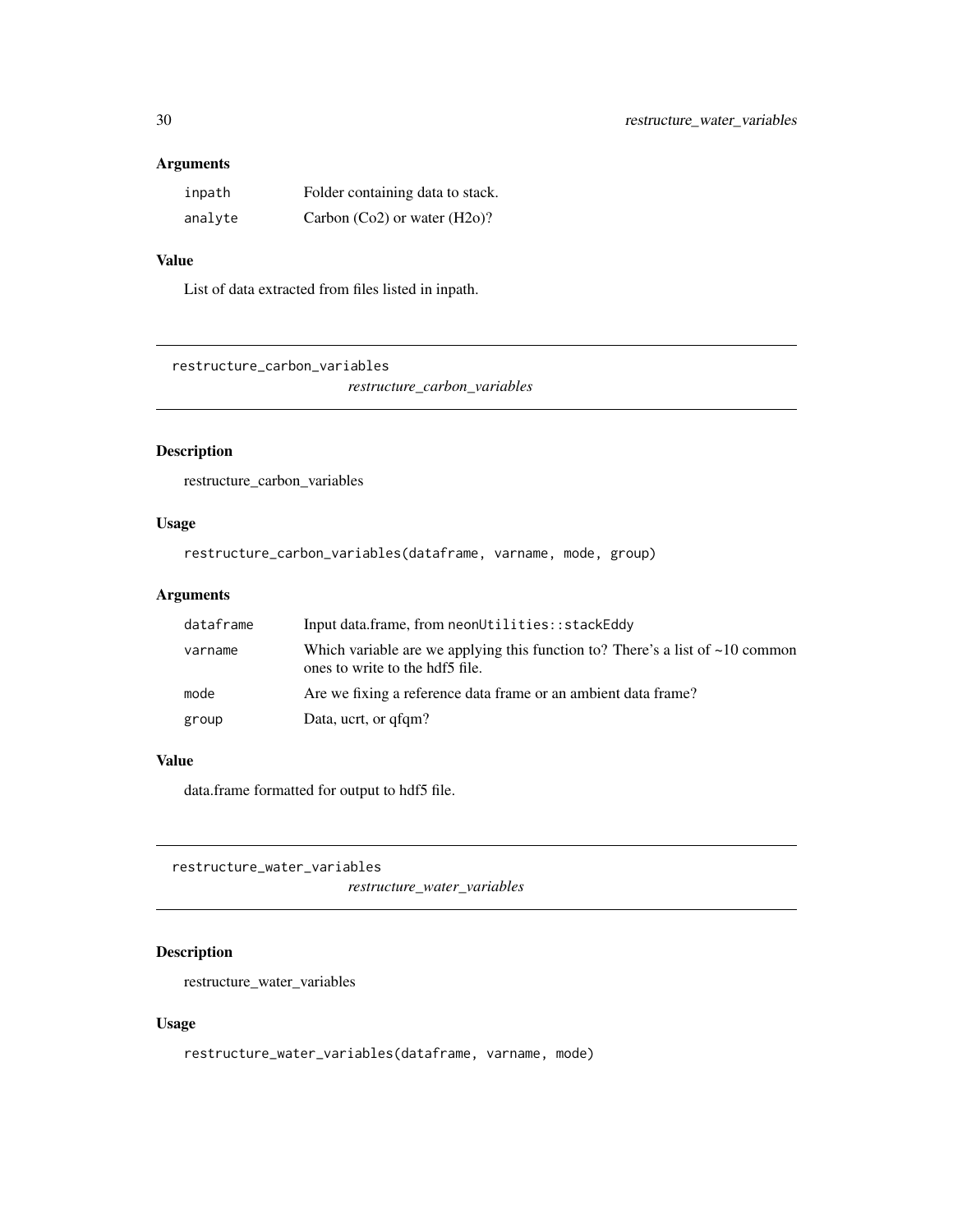## Arguments

| | |
|---|---|
| inpath | Folder containing data to stack. |
| analyte | Carbon (Co2) or water (H2o)? |

## Value

List of data extracted from files listed in inpath.

---

# restructure_carbon_variables

*restructure_carbon_variables*

## Description

restructure_carbon_variables

## Usage

```
restructure_carbon_variables(dataframe, varname, mode, group)
```

## Arguments

| | |
|---|---|
| dataframe | Input data.frame, from `neonUtilities::stackEddy` |
| varname | Which variable are we applying this function to? There's a list of ~10 common ones to write to the hdf5 file. |
| mode | Are we fixing a reference data frame or an ambient data frame? |
| group | Data, ucrt, or qfqm? |

## Value

data.frame formatted for output to hdf5 file.

---

# restructure_water_variables

*restructure_water_variables*

## Description

restructure_water_variables

## Usage

```
restructure_water_variables(dataframe, varname, mode)
```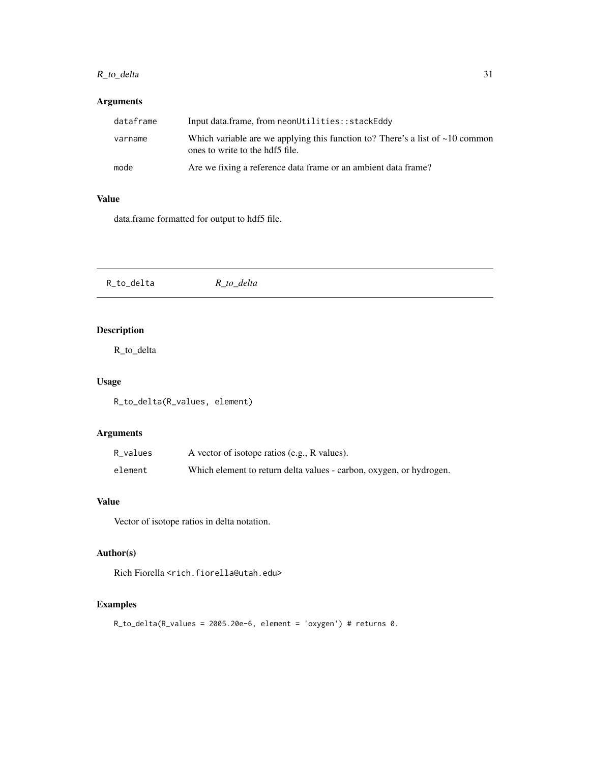## Arguments

| | |
|---|---|
| dataframe | Input data.frame, from neonUtilities::stackEddy |
| varname | Which variable are we applying this function to? There's a list of ~10 common ones to write to the hdf5 file. |
| mode | Are we fixing a reference data frame or an ambient data frame? |

## Value

data.frame formatted for output to hdf5 file.

---

# R_to_delta    *R_to_delta*

## Description

R_to_delta

## Usage

```
R_to_delta(R_values, element)
```

## Arguments

| | |
|---|---|
| R_values | A vector of isotope ratios (e.g., R values). |
| element | Which element to return delta values - carbon, oxygen, or hydrogen. |

## Value

Vector of isotope ratios in delta notation.

## Author(s)

Rich Fiorella <rich.fiorella@utah.edu>

## Examples

```
R_to_delta(R_values = 2005.20e-6, element = 'oxygen') # returns 0.
```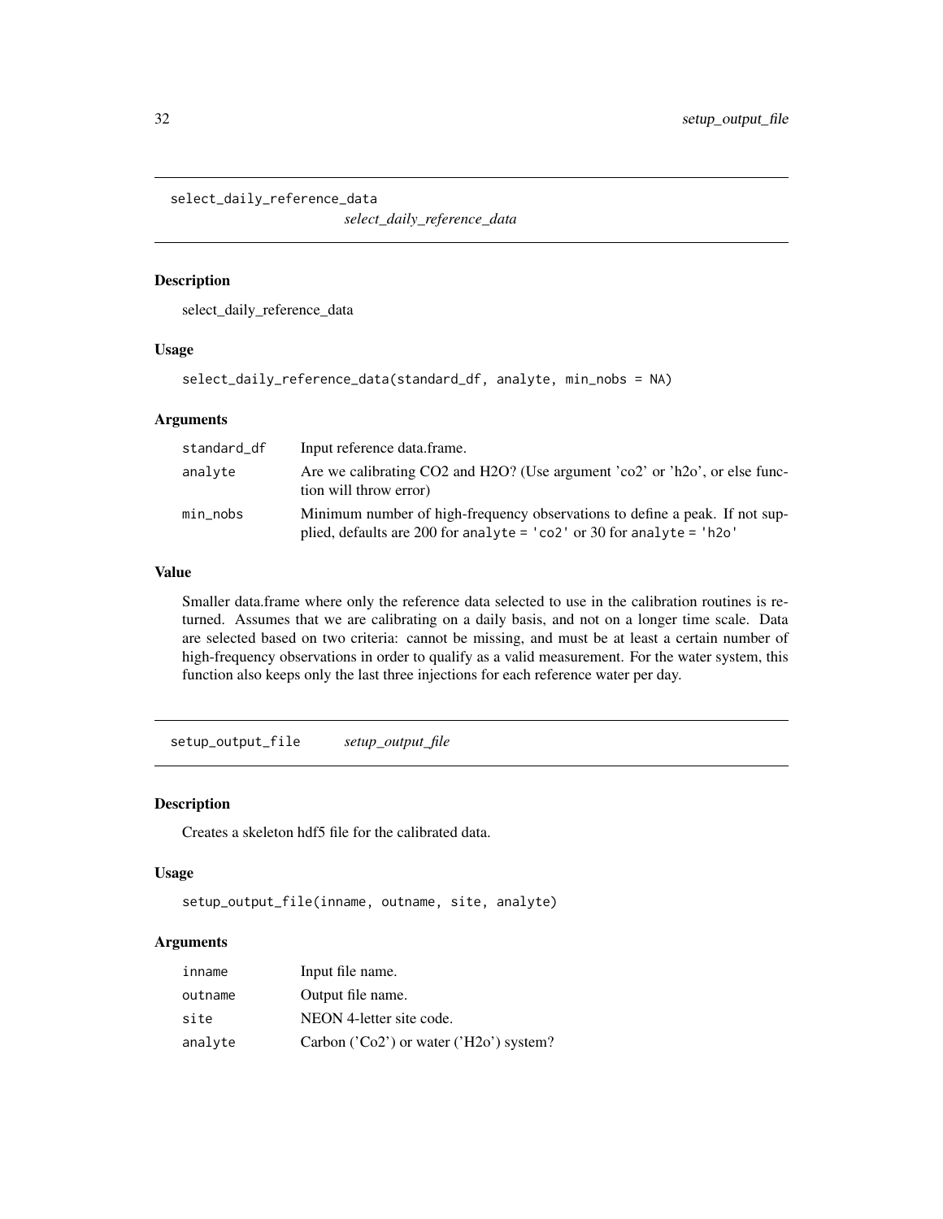## select_daily_reference_data

*select_daily_reference_data*

### Description

select_daily_reference_data

### Usage

```
select_daily_reference_data(standard_df, analyte, min_nobs = NA)
```

### Arguments

| | |
|---|---|
| standard_df | Input reference data.frame. |
| analyte | Are we calibrating CO2 and H2O? (Use argument 'co2' or 'h2o', or else function will throw error) |
| min_nobs | Minimum number of high-frequency observations to define a peak. If not supplied, defaults are 200 for `analyte = 'co2'` or 30 for `analyte = 'h2o'` |

### Value

Smaller data.frame where only the reference data selected to use in the calibration routines is returned. Assumes that we are calibrating on a daily basis, and not on a longer time scale. Data are selected based on two criteria: cannot be missing, and must be at least a certain number of high-frequency observations in order to qualify as a valid measurement. For the water system, this function also keeps only the last three injections for each reference water per day.

## setup_output_file

*setup_output_file*

### Description

Creates a skeleton hdf5 file for the calibrated data.

### Usage

```
setup_output_file(inname, outname, site, analyte)
```

### Arguments

| | |
|---|---|
| inname | Input file name. |
| outname | Output file name. |
| site | NEON 4-letter site code. |
| analyte | Carbon ('Co2') or water ('H2o') system? |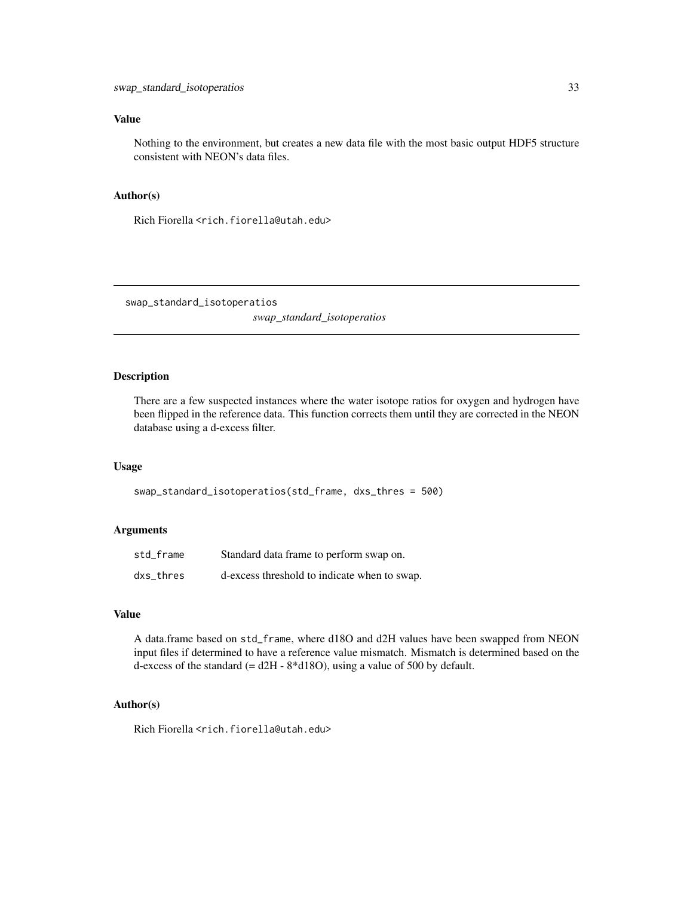## Value

Nothing to the environment, but creates a new data file with the most basic output HDF5 structure consistent with NEON's data files.

## Author(s)

Rich Fiorella <rich.fiorella@utah.edu>

---

# swap_standard_isotoperatios

*swap_standard_isotoperatios*

---

## Description

There are a few suspected instances where the water isotope ratios for oxygen and hydrogen have been flipped in the reference data. This function corrects them until they are corrected in the NEON database using a d-excess filter.

## Usage

```
swap_standard_isotoperatios(std_frame, dxs_thres = 500)
```

## Arguments

| | |
|---|---|
| std_frame | Standard data frame to perform swap on. |
| dxs_thres | d-excess threshold to indicate when to swap. |

## Value

A data.frame based on std_frame, where d18O and d2H values have been swapped from NEON input files if determined to have a reference value mismatch. Mismatch is determined based on the d-excess of the standard (= d2H - 8*d18O), using a value of 500 by default.

## Author(s)

Rich Fiorella <rich.fiorella@utah.edu>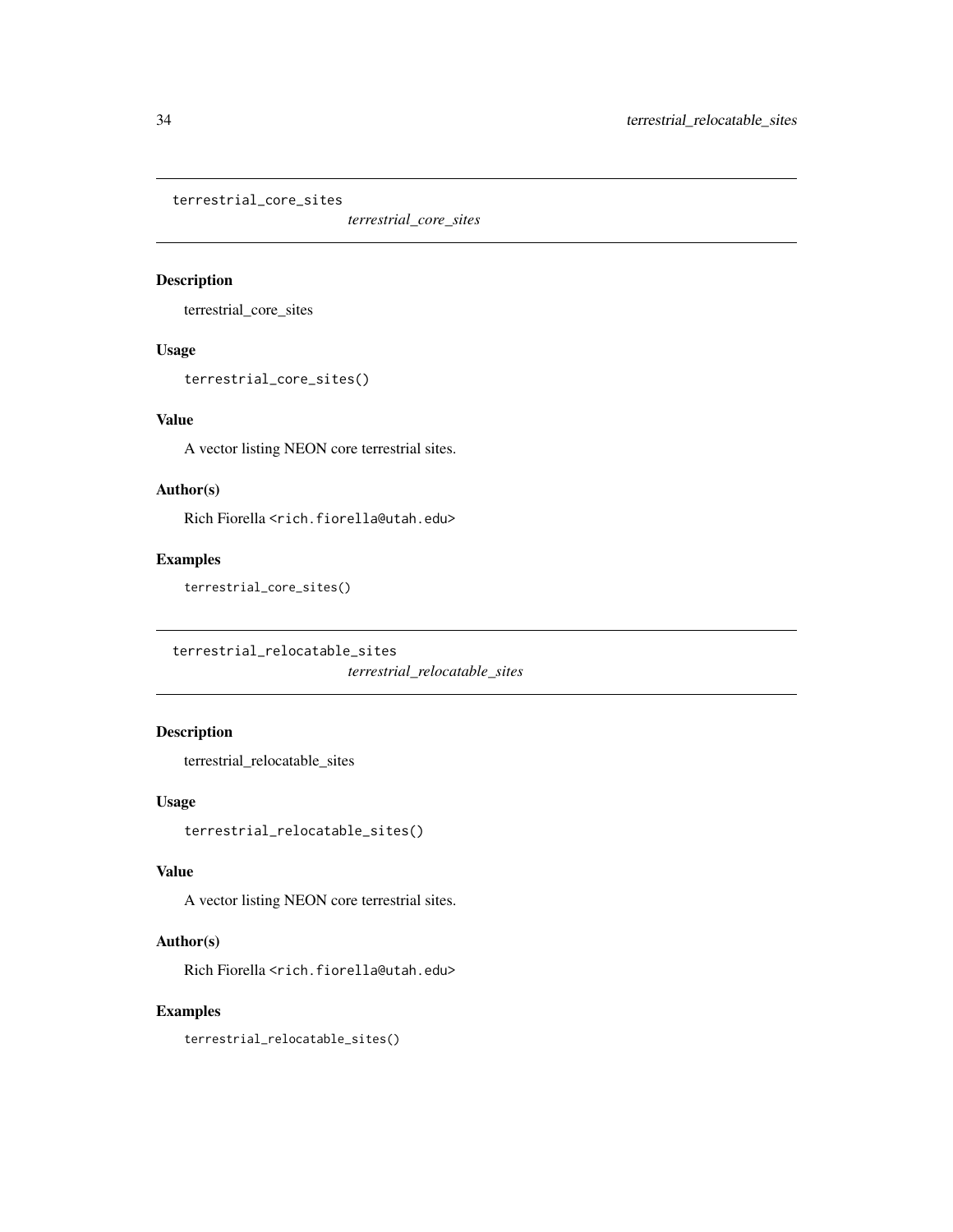## terrestrial_core_sites

*terrestrial_core_sites*

### Description

terrestrial_core_sites

### Usage

```
terrestrial_core_sites()
```

### Value

A vector listing NEON core terrestrial sites.

### Author(s)

Rich Fiorella <rich.fiorella@utah.edu>

### Examples

```
terrestrial_core_sites()
```

## terrestrial_relocatable_sites

*terrestrial_relocatable_sites*

### Description

terrestrial_relocatable_sites

### Usage

```
terrestrial_relocatable_sites()
```

### Value

A vector listing NEON core terrestrial sites.

### Author(s)

Rich Fiorella <rich.fiorella@utah.edu>

### Examples

```
terrestrial_relocatable_sites()
```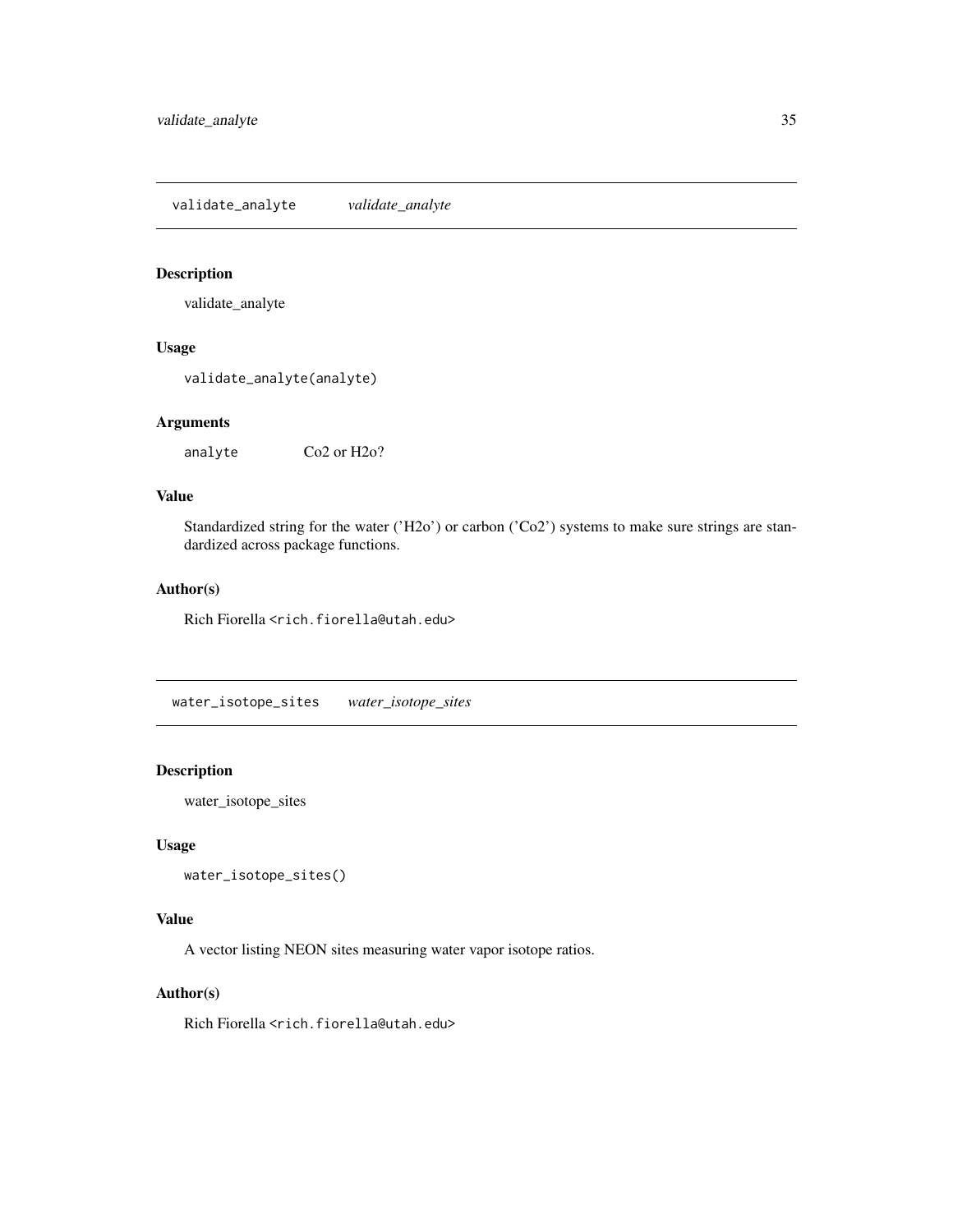## validate_analyte *validate_analyte*

### Description

validate_analyte

### Usage

```
validate_analyte(analyte)
```

### Arguments

| | |
|---|---|
| analyte | Co2 or H2o? |

### Value

Standardized string for the water ('H2o') or carbon ('Co2') systems to make sure strings are standardized across package functions.

### Author(s)

Rich Fiorella <rich.fiorella@utah.edu>

## water_isotope_sites *water_isotope_sites*

### Description

water_isotope_sites

### Usage

```
water_isotope_sites()
```

### Value

A vector listing NEON sites measuring water vapor isotope ratios.

### Author(s)

Rich Fiorella <rich.fiorella@utah.edu>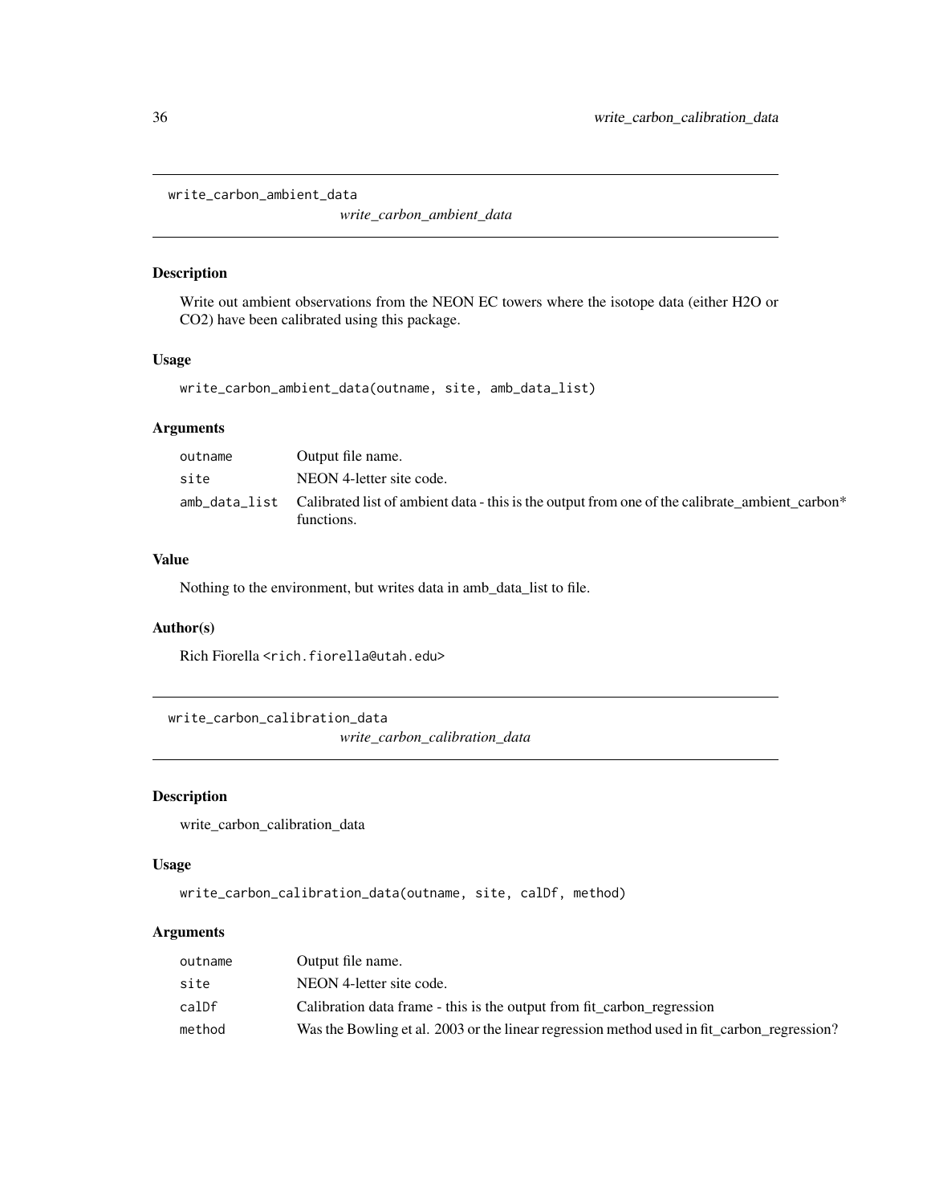## write_carbon_ambient_data

*write_carbon_ambient_data*

### Description

Write out ambient observations from the NEON EC towers where the isotope data (either H2O or CO2) have been calibrated using this package.

### Usage

```
write_carbon_ambient_data(outname, site, amb_data_list)
```

### Arguments

| | |
|---|---|
| `outname` | Output file name. |
| `site` | NEON 4-letter site code. |
| `amb_data_list` | Calibrated list of ambient data - this is the output from one of the calibrate_ambient_carbon* functions. |

### Value

Nothing to the environment, but writes data in amb_data_list to file.

### Author(s)

Rich Fiorella <rich.fiorella@utah.edu>

## write_carbon_calibration_data

*write_carbon_calibration_data*

### Description

write_carbon_calibration_data

### Usage

```
write_carbon_calibration_data(outname, site, calDf, method)
```

### Arguments

| | |
|---|---|
| `outname` | Output file name. |
| `site` | NEON 4-letter site code. |
| `calDf` | Calibration data frame - this is the output from fit_carbon_regression |
| `method` | Was the Bowling et al. 2003 or the linear regression method used in fit_carbon_regression? |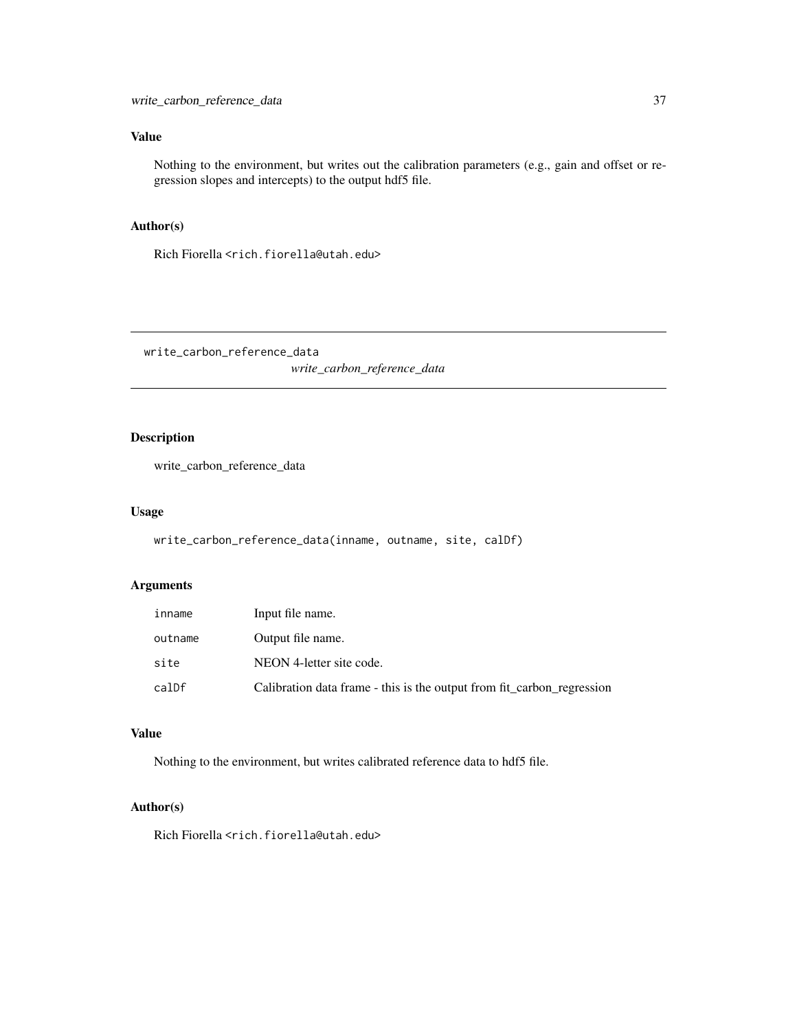### Value

Nothing to the environment, but writes out the calibration parameters (e.g., gain and offset or regression slopes and intercepts) to the output hdf5 file.

### Author(s)

Rich Fiorella <rich.fiorella@utah.edu>

---

## write_carbon_reference_data

*write_carbon_reference_data*

---

### Description

write_carbon_reference_data

### Usage

```
write_carbon_reference_data(inname, outname, site, calDf)
```

### Arguments

| | |
|---|---|
| inname | Input file name. |
| outname | Output file name. |
| site | NEON 4-letter site code. |
| calDf | Calibration data frame - this is the output from fit_carbon_regression |

### Value

Nothing to the environment, but writes calibrated reference data to hdf5 file.

### Author(s)

Rich Fiorella <rich.fiorella@utah.edu>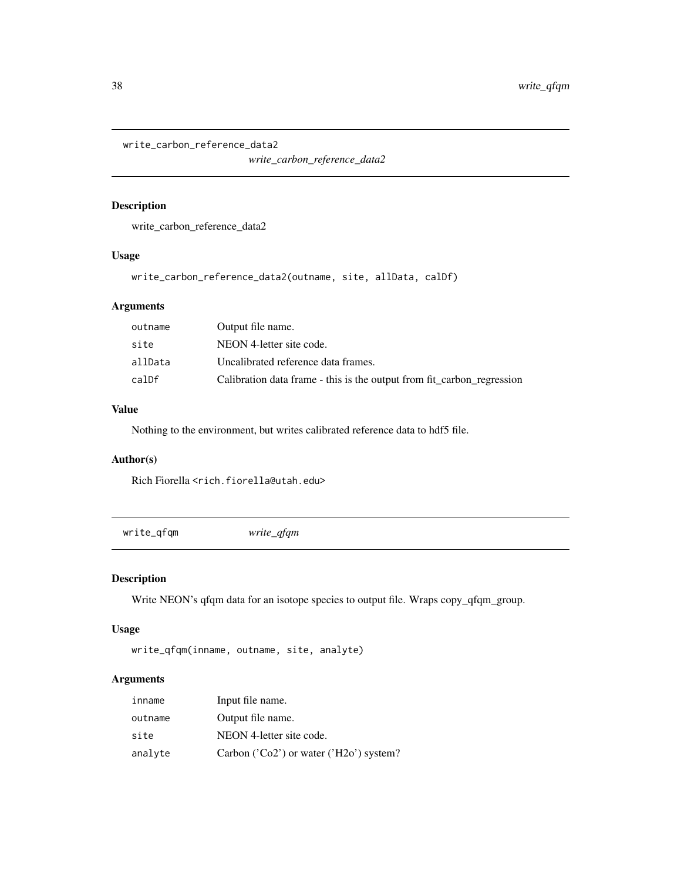## write_carbon_reference_data2

*write_carbon_reference_data2*

### Description

write_carbon_reference_data2

### Usage

```
write_carbon_reference_data2(outname, site, allData, calDf)
```

### Arguments

| | |
|---|---|
| outname | Output file name. |
| site | NEON 4-letter site code. |
| allData | Uncalibrated reference data frames. |
| calDf | Calibration data frame - this is the output from fit_carbon_regression |

### Value

Nothing to the environment, but writes calibrated reference data to hdf5 file.

### Author(s)

Rich Fiorella <rich.fiorella@utah.edu>

## write_qfqm

*write_qfqm*

### Description

Write NEON's qfqm data for an isotope species to output file. Wraps copy_qfqm_group.

### Usage

```
write_qfqm(inname, outname, site, analyte)
```

### Arguments

| | |
|---|---|
| inname | Input file name. |
| outname | Output file name. |
| site | NEON 4-letter site code. |
| analyte | Carbon ('Co2') or water ('H2o') system? |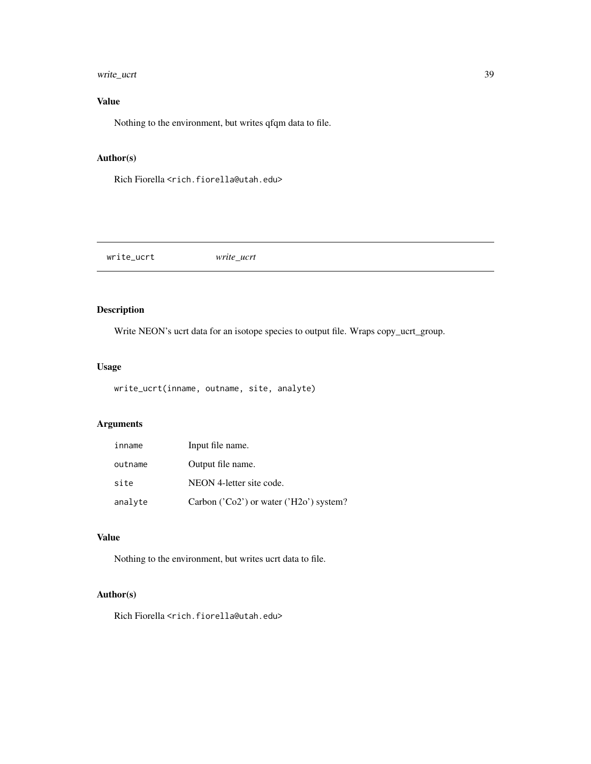### Value

Nothing to the environment, but writes qfqm data to file.

### Author(s)

Rich Fiorella <rich.fiorella@utah.edu>

---

## write_ucrt *write_ucrt*

---

### Description

Write NEON's ucrt data for an isotope species to output file. Wraps copy_ucrt_group.

### Usage

```
write_ucrt(inname, outname, site, analyte)
```

### Arguments

| | |
|---|---|
| inname | Input file name. |
| outname | Output file name. |
| site | NEON 4-letter site code. |
| analyte | Carbon ('Co2') or water ('H2o') system? |

### Value

Nothing to the environment, but writes ucrt data to file.

### Author(s)

Rich Fiorella <rich.fiorella@utah.edu>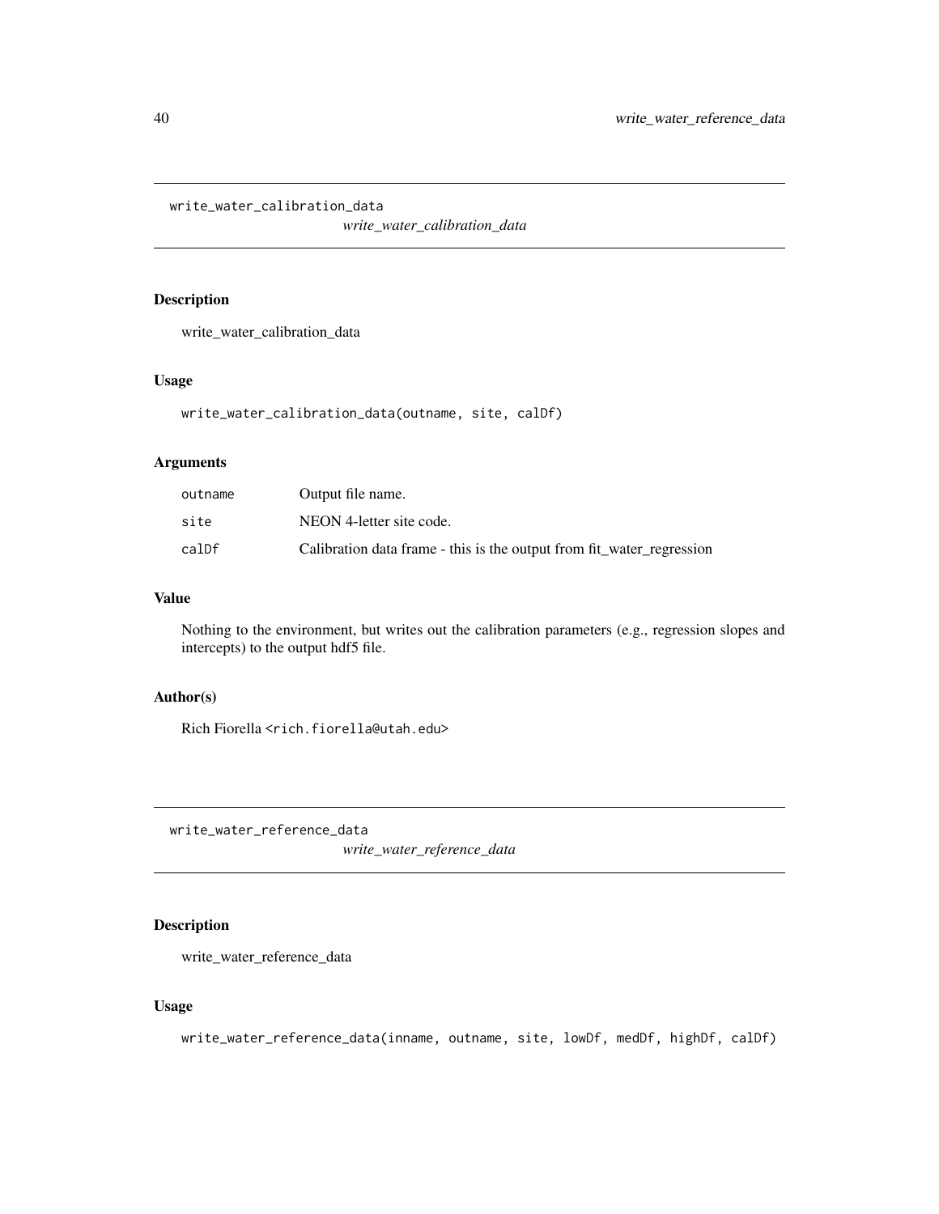## write_water_calibration_data

*write_water_calibration_data*

### Description

write_water_calibration_data

### Usage

```
write_water_calibration_data(outname, site, calDf)
```

### Arguments

| | |
|---|---|
| outname | Output file name. |
| site | NEON 4-letter site code. |
| calDf | Calibration data frame - this is the output from fit_water_regression |

### Value

Nothing to the environment, but writes out the calibration parameters (e.g., regression slopes and intercepts) to the output hdf5 file.

### Author(s)

Rich Fiorella <rich.fiorella@utah.edu>

## write_water_reference_data

*write_water_reference_data*

### Description

write_water_reference_data

### Usage

```
write_water_reference_data(inname, outname, site, lowDf, medDf, highDf, calDf)
```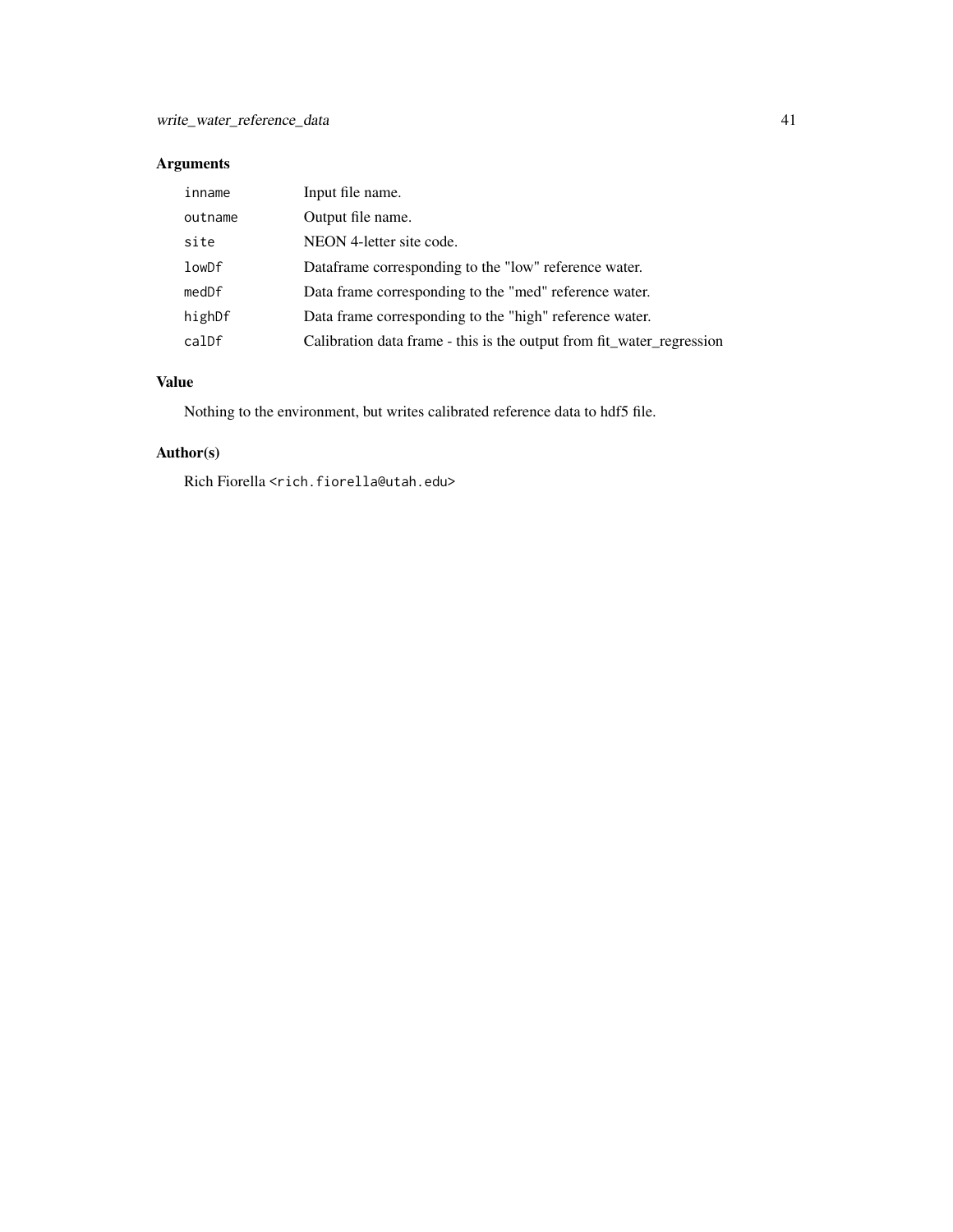## Arguments

| | |
|---|---|
| `inname` | Input file name. |
| `outname` | Output file name. |
| `site` | NEON 4-letter site code. |
| `lowDf` | Dataframe corresponding to the "low" reference water. |
| `medDf` | Data frame corresponding to the "med" reference water. |
| `highDf` | Data frame corresponding to the "high" reference water. |
| `calDf` | Calibration data frame - this is the output from fit_water_regression |

## Value

Nothing to the environment, but writes calibrated reference data to hdf5 file.

## Author(s)

Rich Fiorella `<rich.fiorella@utah.edu>`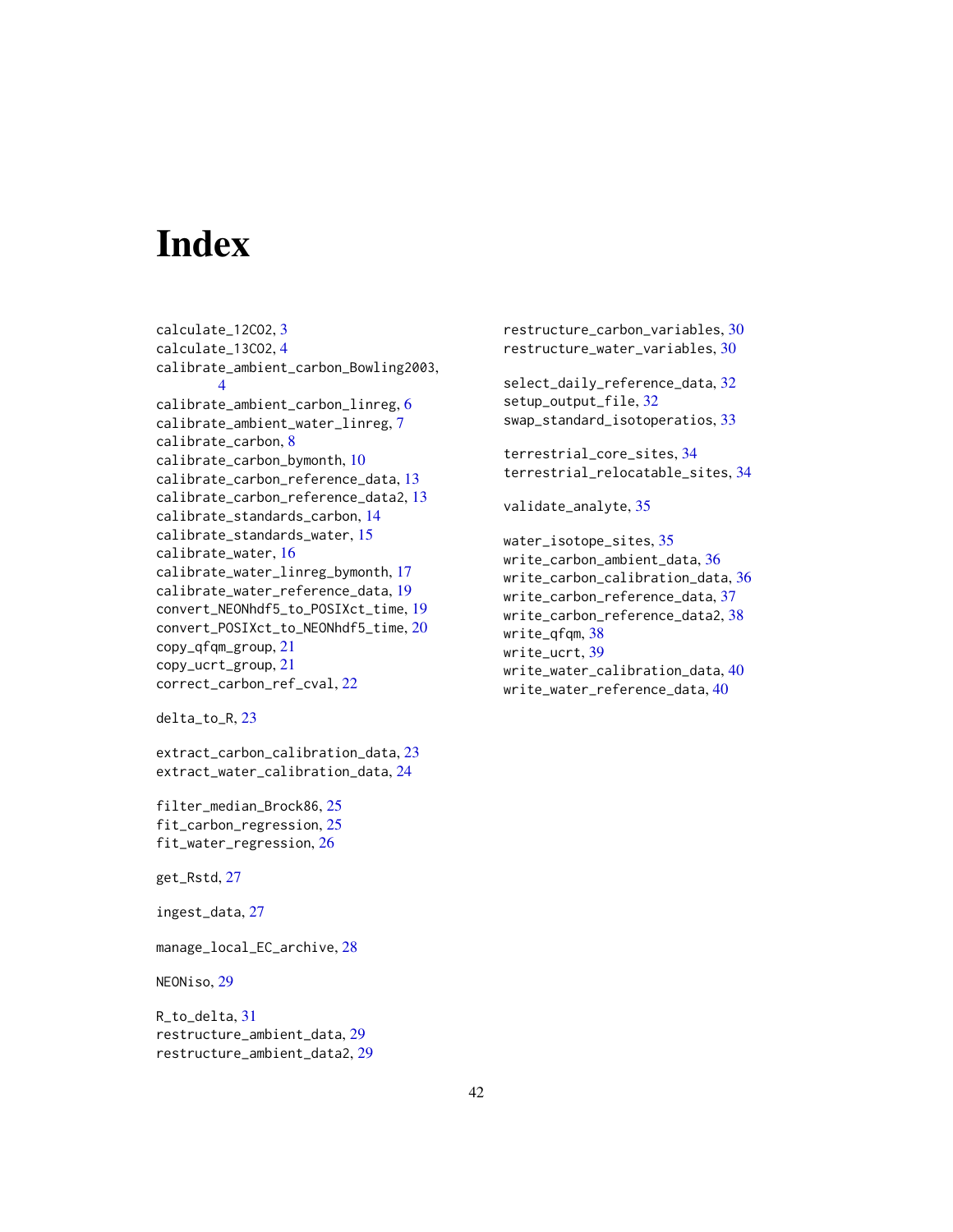# Index

calculate_12CO2, 3
calculate_13CO2, 4
calibrate_ambient_carbon_Bowling2003, 4
calibrate_ambient_carbon_linreg, 6
calibrate_ambient_water_linreg, 7
calibrate_carbon, 8
calibrate_carbon_bymonth, 10
calibrate_carbon_reference_data, 13
calibrate_carbon_reference_data2, 13
calibrate_standards_carbon, 14
calibrate_standards_water, 15
calibrate_water, 16
calibrate_water_linreg_bymonth, 17
calibrate_water_reference_data, 19
convert_NEONhdf5_to_POSIXct_time, 19
convert_POSIXct_to_NEONhdf5_time, 20
copy_qfqm_group, 21
copy_ucrt_group, 21
correct_carbon_ref_cval, 22

delta_to_R, 23

extract_carbon_calibration_data, 23
extract_water_calibration_data, 24

filter_median_Brock86, 25
fit_carbon_regression, 25
fit_water_regression, 26

get_Rstd, 27

ingest_data, 27

manage_local_EC_archive, 28

NEONiso, 29

R_to_delta, 31
restructure_ambient_data, 29
restructure_ambient_data2, 29
restructure_carbon_variables, 30
restructure_water_variables, 30

select_daily_reference_data, 32
setup_output_file, 32
swap_standard_isotoperatios, 33

terrestrial_core_sites, 34
terrestrial_relocatable_sites, 34

validate_analyte, 35

water_isotope_sites, 35
write_carbon_ambient_data, 36
write_carbon_calibration_data, 36
write_carbon_reference_data, 37
write_carbon_reference_data2, 38
write_qfqm, 38
write_ucrt, 39
write_water_calibration_data, 40
write_water_reference_data, 40